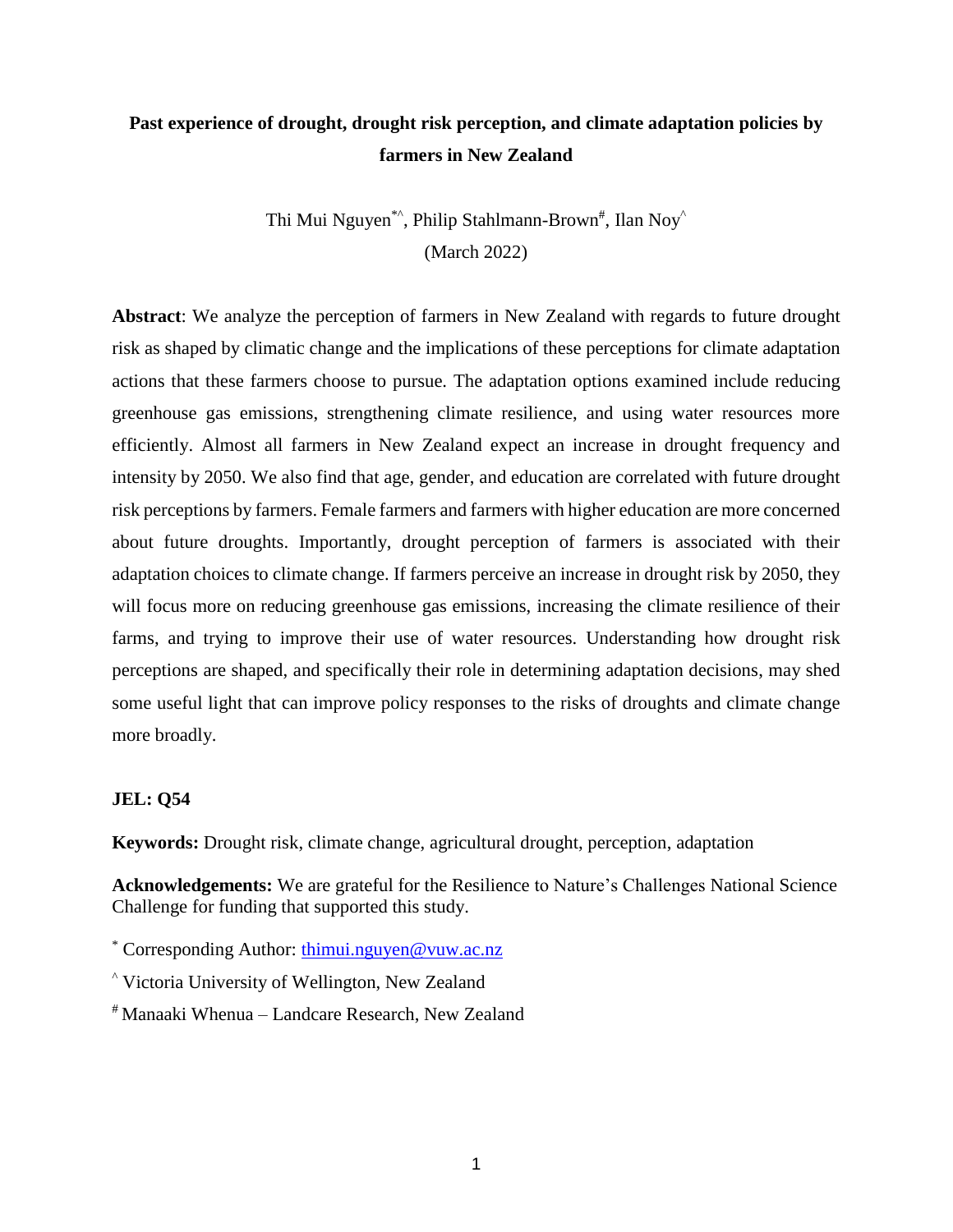# Past experience of drought, drought risk perception, and climate adaptation policies by farmers in New Zealand

Thi Mui Nguyen[*^], Philip Stahlmann-Brown[#], Ilan Noy[^]

(March 2022)

**Abstract**: We analyze the perception of farmers in New Zealand with regards to future drought risk as shaped by climatic change and the implications of these perceptions for climate adaptation actions that these farmers choose to pursue. The adaptation options examined include reducing greenhouse gas emissions, strengthening climate resilience, and using water resources more efficiently. Almost all farmers in New Zealand expect an increase in drought frequency and intensity by 2050. We also find that age, gender, and education are correlated with future drought risk perceptions by farmers. Female farmers and farmers with higher education are more concerned about future droughts. Importantly, drought perception of farmers is associated with their adaptation choices to climate change. If farmers perceive an increase in drought risk by 2050, they will focus more on reducing greenhouse gas emissions, increasing the climate resilience of their farms, and trying to improve their use of water resources. Understanding how drought risk perceptions are shaped, and specifically their role in determining adaptation decisions, may shed some useful light that can improve policy responses to the risks of droughts and climate change more broadly.

**JEL: Q54**

**Keywords:** Drought risk, climate change, agricultural drought, perception, adaptation

**Acknowledgements:** We are grateful for the Resilience to Nature's Challenges National Science Challenge for funding that supported this study.

[*] Corresponding Author: thimui.nguyen@vuw.ac.nz

[^] Victoria University of Wellington, New Zealand

[#] Manaaki Whenua – Landcare Research, New Zealand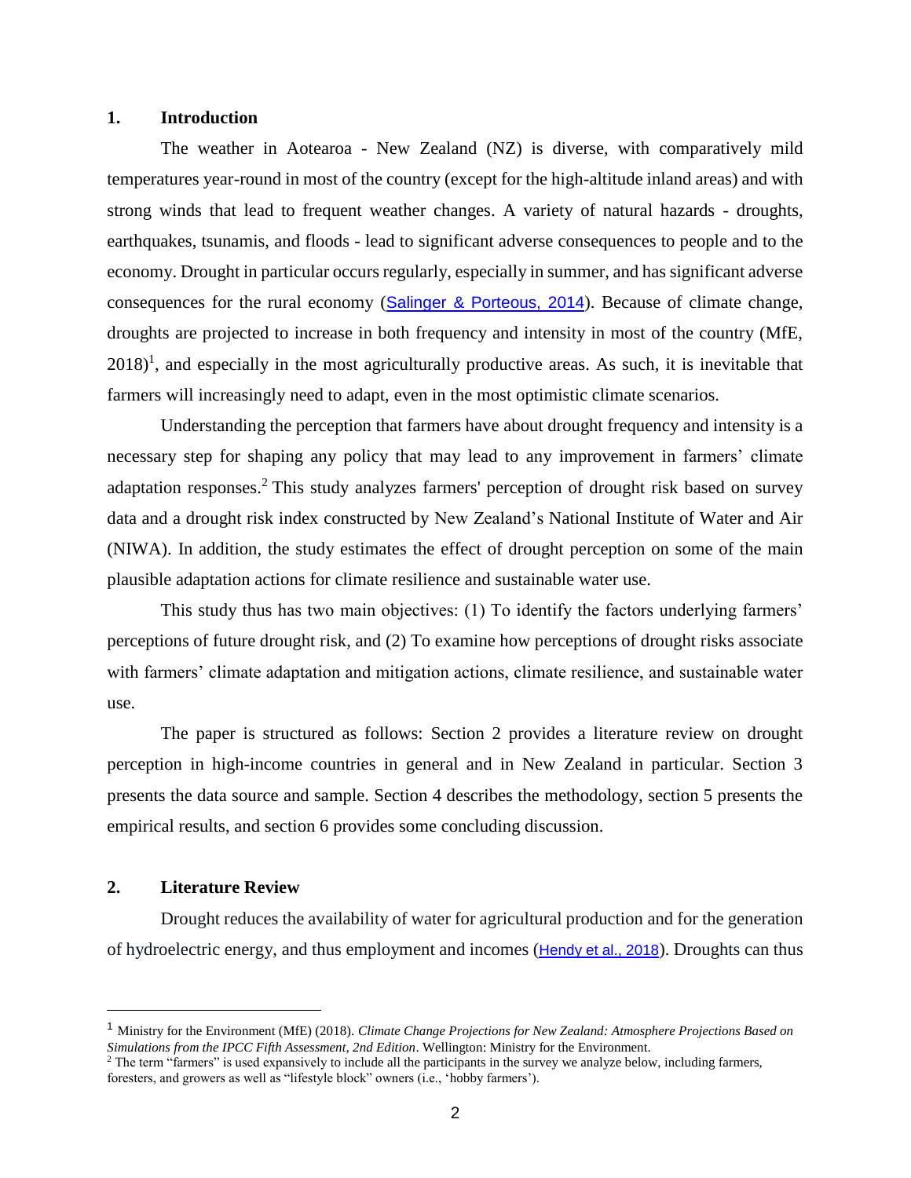## 1. Introduction

The weather in Aotearoa - New Zealand (NZ) is diverse, with comparatively mild temperatures year-round in most of the country (except for the high-altitude inland areas) and with strong winds that lead to frequent weather changes. A variety of natural hazards - droughts, earthquakes, tsunamis, and floods - lead to significant adverse consequences to people and to the economy. Drought in particular occurs regularly, especially in summer, and has significant adverse consequences for the rural economy (Salinger & Porteous, 2014). Because of climate change, droughts are projected to increase in both frequency and intensity in most of the country (MfE, 2018)[1], and especially in the most agriculturally productive areas. As such, it is inevitable that farmers will increasingly need to adapt, even in the most optimistic climate scenarios.

Understanding the perception that farmers have about drought frequency and intensity is a necessary step for shaping any policy that may lead to any improvement in farmers' climate adaptation responses.[2] This study analyzes farmers' perception of drought risk based on survey data and a drought risk index constructed by New Zealand's National Institute of Water and Air (NIWA). In addition, the study estimates the effect of drought perception on some of the main plausible adaptation actions for climate resilience and sustainable water use.

This study thus has two main objectives: (1) To identify the factors underlying farmers' perceptions of future drought risk, and (2) To examine how perceptions of drought risks associate with farmers' climate adaptation and mitigation actions, climate resilience, and sustainable water use.

The paper is structured as follows: Section 2 provides a literature review on drought perception in high-income countries in general and in New Zealand in particular. Section 3 presents the data source and sample. Section 4 describes the methodology, section 5 presents the empirical results, and section 6 provides some concluding discussion.

## 2. Literature Review

Drought reduces the availability of water for agricultural production and for the generation of hydroelectric energy, and thus employment and incomes (Hendy et al., 2018). Droughts can thus

---

[1] Ministry for the Environment (MfE) (2018). *Climate Change Projections for New Zealand: Atmosphere Projections Based on Simulations from the IPCC Fifth Assessment, 2nd Edition*. Wellington: Ministry for the Environment.

[2] The term "farmers" is used expansively to include all the participants in the survey we analyze below, including farmers, foresters, and growers as well as "lifestyle block" owners (i.e., 'hobby farmers').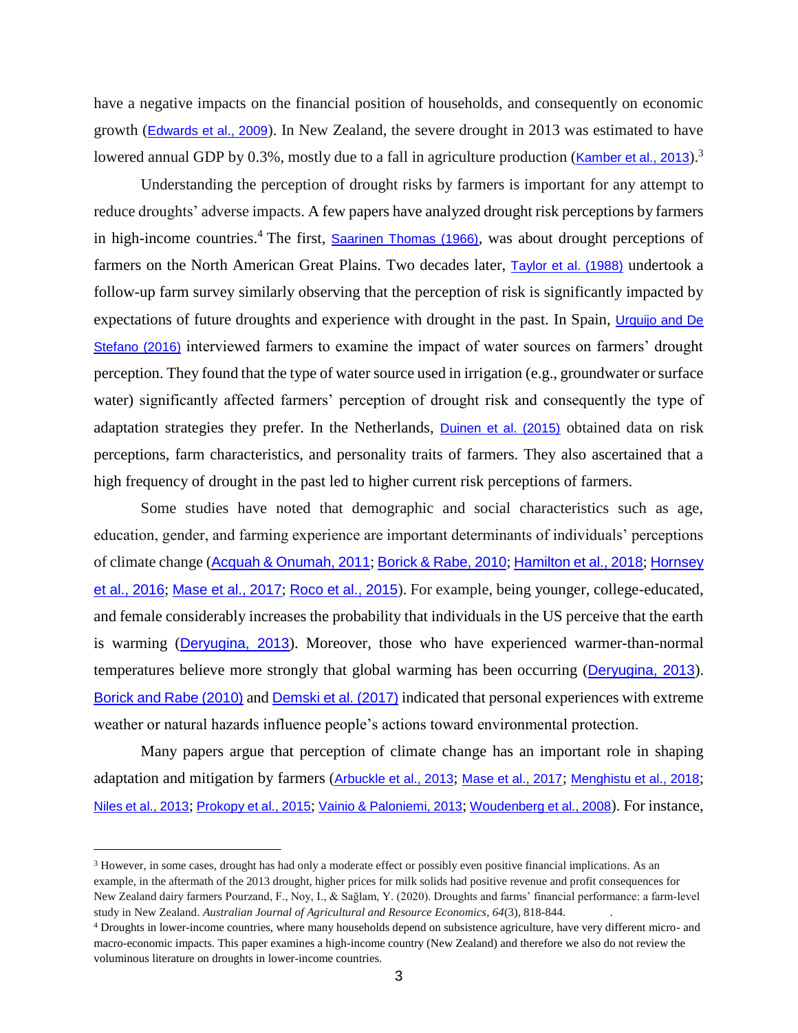have a negative impacts on the financial position of households, and consequently on economic growth (Edwards et al., 2009). In New Zealand, the severe drought in 2013 was estimated to have lowered annual GDP by 0.3%, mostly due to a fall in agriculture production (Kamber et al., 2013).[3]

Understanding the perception of drought risks by farmers is important for any attempt to reduce droughts' adverse impacts. A few papers have analyzed drought risk perceptions by farmers in high-income countries.[4] The first, Saarinen Thomas (1966), was about drought perceptions of farmers on the North American Great Plains. Two decades later, Taylor et al. (1988) undertook a follow-up farm survey similarly observing that the perception of risk is significantly impacted by expectations of future droughts and experience with drought in the past. In Spain, Urquijo and De Stefano (2016) interviewed farmers to examine the impact of water sources on farmers' drought perception. They found that the type of water source used in irrigation (e.g., groundwater or surface water) significantly affected farmers' perception of drought risk and consequently the type of adaptation strategies they prefer. In the Netherlands, Duinen et al. (2015) obtained data on risk perceptions, farm characteristics, and personality traits of farmers. They also ascertained that a high frequency of drought in the past led to higher current risk perceptions of farmers.

Some studies have noted that demographic and social characteristics such as age, education, gender, and farming experience are important determinants of individuals' perceptions of climate change (Acquah & Onumah, 2011; Borick & Rabe, 2010; Hamilton et al., 2018; Hornsey et al., 2016; Mase et al., 2017; Roco et al., 2015). For example, being younger, college-educated, and female considerably increases the probability that individuals in the US perceive that the earth is warming (Deryugina, 2013). Moreover, those who have experienced warmer-than-normal temperatures believe more strongly that global warming has been occurring (Deryugina, 2013). Borick and Rabe (2010) and Demski et al. (2017) indicated that personal experiences with extreme weather or natural hazards influence people's actions toward environmental protection.

Many papers argue that perception of climate change has an important role in shaping adaptation and mitigation by farmers (Arbuckle et al., 2013; Mase et al., 2017; Menghistu et al., 2018; Niles et al., 2013; Prokopy et al., 2015; Vainio & Paloniemi, 2013; Woudenberg et al., 2008). For instance,

---

[3] However, in some cases, drought has had only a moderate effect or possibly even positive financial implications. As an example, in the aftermath of the 2013 drought, higher prices for milk solids had positive revenue and profit consequences for New Zealand dairy farmers Pourzand, F., Noy, I., & Sağlam, Y. (2020). Droughts and farms' financial performance: a farm-level study in New Zealand. *Australian Journal of Agricultural and Resource Economics*, *64*(3), 818-844.

[4] Droughts in lower-income countries, where many households depend on subsistence agriculture, have very different micro- and macro-economic impacts. This paper examines a high-income country (New Zealand) and therefore we also do not review the voluminous literature on droughts in lower-income countries.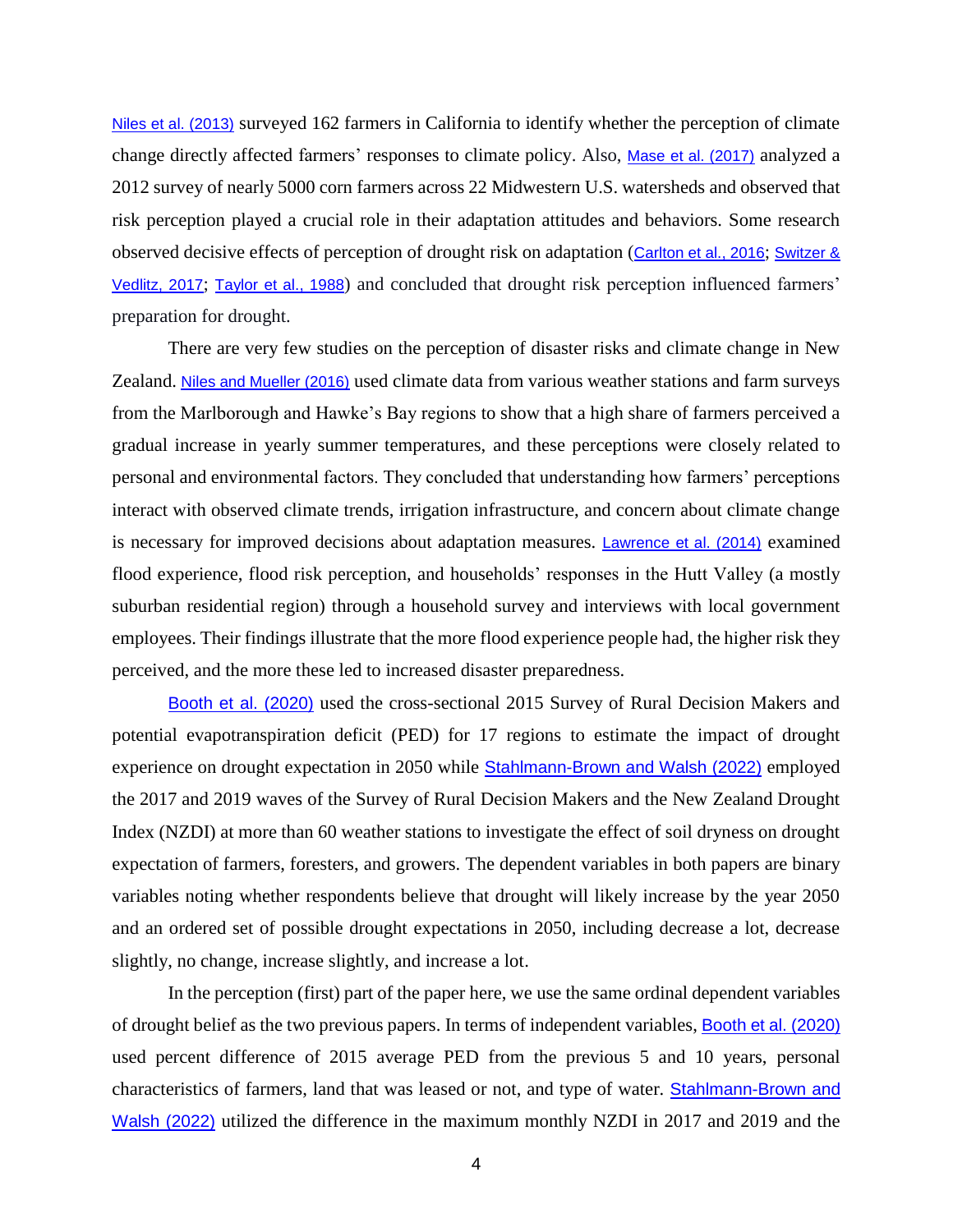Niles et al. (2013) surveyed 162 farmers in California to identify whether the perception of climate change directly affected farmers' responses to climate policy. Also, Mase et al. (2017) analyzed a 2012 survey of nearly 5000 corn farmers across 22 Midwestern U.S. watersheds and observed that risk perception played a crucial role in their adaptation attitudes and behaviors. Some research observed decisive effects of perception of drought risk on adaptation (Carlton et al., 2016; Switzer & Vedlitz, 2017; Taylor et al., 1988) and concluded that drought risk perception influenced farmers' preparation for drought.

There are very few studies on the perception of disaster risks and climate change in New Zealand. Niles and Mueller (2016) used climate data from various weather stations and farm surveys from the Marlborough and Hawke's Bay regions to show that a high share of farmers perceived a gradual increase in yearly summer temperatures, and these perceptions were closely related to personal and environmental factors. They concluded that understanding how farmers' perceptions interact with observed climate trends, irrigation infrastructure, and concern about climate change is necessary for improved decisions about adaptation measures. Lawrence et al. (2014) examined flood experience, flood risk perception, and households' responses in the Hutt Valley (a mostly suburban residential region) through a household survey and interviews with local government employees. Their findings illustrate that the more flood experience people had, the higher risk they perceived, and the more these led to increased disaster preparedness.

Booth et al. (2020) used the cross-sectional 2015 Survey of Rural Decision Makers and potential evapotranspiration deficit (PED) for 17 regions to estimate the impact of drought experience on drought expectation in 2050 while Stahlmann-Brown and Walsh (2022) employed the 2017 and 2019 waves of the Survey of Rural Decision Makers and the New Zealand Drought Index (NZDI) at more than 60 weather stations to investigate the effect of soil dryness on drought expectation of farmers, foresters, and growers. The dependent variables in both papers are binary variables noting whether respondents believe that drought will likely increase by the year 2050 and an ordered set of possible drought expectations in 2050, including decrease a lot, decrease slightly, no change, increase slightly, and increase a lot.

In the perception (first) part of the paper here, we use the same ordinal dependent variables of drought belief as the two previous papers. In terms of independent variables, Booth et al. (2020) used percent difference of 2015 average PED from the previous 5 and 10 years, personal characteristics of farmers, land that was leased or not, and type of water. Stahlmann-Brown and Walsh (2022) utilized the difference in the maximum monthly NZDI in 2017 and 2019 and the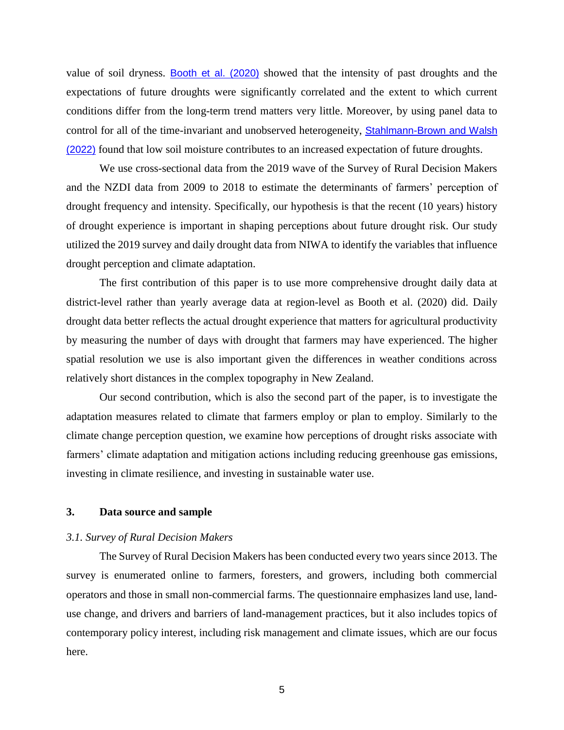value of soil dryness. Booth et al. (2020) showed that the intensity of past droughts and the expectations of future droughts were significantly correlated and the extent to which current conditions differ from the long-term trend matters very little. Moreover, by using panel data to control for all of the time-invariant and unobserved heterogeneity, Stahlmann-Brown and Walsh (2022) found that low soil moisture contributes to an increased expectation of future droughts.

We use cross-sectional data from the 2019 wave of the Survey of Rural Decision Makers and the NZDI data from 2009 to 2018 to estimate the determinants of farmers' perception of drought frequency and intensity. Specifically, our hypothesis is that the recent (10 years) history of drought experience is important in shaping perceptions about future drought risk. Our study utilized the 2019 survey and daily drought data from NIWA to identify the variables that influence drought perception and climate adaptation.

The first contribution of this paper is to use more comprehensive drought daily data at district-level rather than yearly average data at region-level as Booth et al. (2020) did. Daily drought data better reflects the actual drought experience that matters for agricultural productivity by measuring the number of days with drought that farmers may have experienced. The higher spatial resolution we use is also important given the differences in weather conditions across relatively short distances in the complex topography in New Zealand.

Our second contribution, which is also the second part of the paper, is to investigate the adaptation measures related to climate that farmers employ or plan to employ. Similarly to the climate change perception question, we examine how perceptions of drought risks associate with farmers' climate adaptation and mitigation actions including reducing greenhouse gas emissions, investing in climate resilience, and investing in sustainable water use.

## 3. Data source and sample

### *3.1. Survey of Rural Decision Makers*

The Survey of Rural Decision Makers has been conducted every two years since 2013. The survey is enumerated online to farmers, foresters, and growers, including both commercial operators and those in small non-commercial farms. The questionnaire emphasizes land use, land-use change, and drivers and barriers of land-management practices, but it also includes topics of contemporary policy interest, including risk management and climate issues, which are our focus here.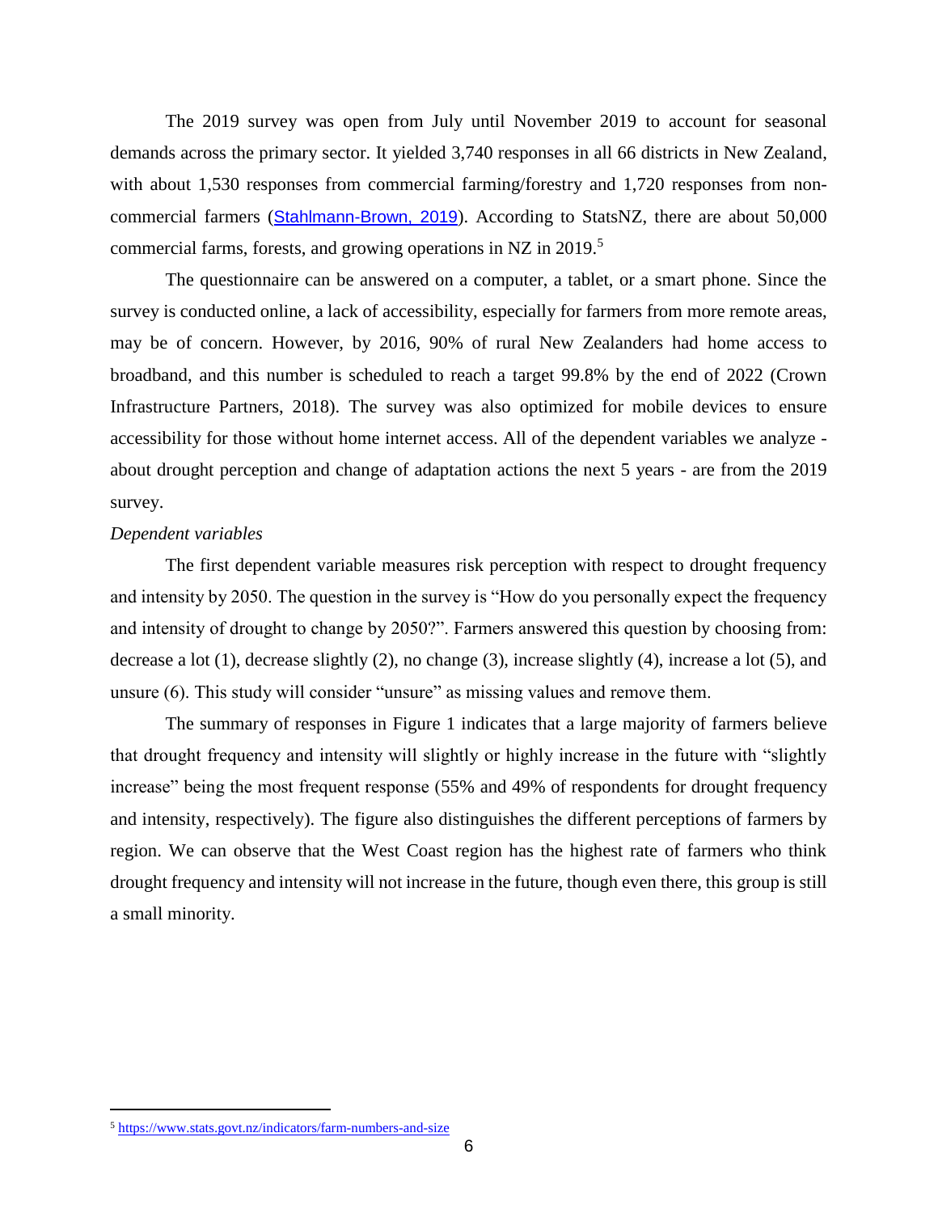The 2019 survey was open from July until November 2019 to account for seasonal demands across the primary sector. It yielded 3,740 responses in all 66 districts in New Zealand, with about 1,530 responses from commercial farming/forestry and 1,720 responses from non-commercial farmers (Stahlmann-Brown, 2019). According to StatsNZ, there are about 50,000 commercial farms, forests, and growing operations in NZ in 2019.[5]

The questionnaire can be answered on a computer, a tablet, or a smart phone. Since the survey is conducted online, a lack of accessibility, especially for farmers from more remote areas, may be of concern. However, by 2016, 90% of rural New Zealanders had home access to broadband, and this number is scheduled to reach a target 99.8% by the end of 2022 (Crown Infrastructure Partners, 2018). The survey was also optimized for mobile devices to ensure accessibility for those without home internet access. All of the dependent variables we analyze - about drought perception and change of adaptation actions the next 5 years - are from the 2019 survey.

*Dependent variables*

The first dependent variable measures risk perception with respect to drought frequency and intensity by 2050. The question in the survey is "How do you personally expect the frequency and intensity of drought to change by 2050?". Farmers answered this question by choosing from: decrease a lot (1), decrease slightly (2), no change (3), increase slightly (4), increase a lot (5), and unsure (6). This study will consider "unsure" as missing values and remove them.

The summary of responses in Figure 1 indicates that a large majority of farmers believe that drought frequency and intensity will slightly or highly increase in the future with "slightly increase" being the most frequent response (55% and 49% of respondents for drought frequency and intensity, respectively). The figure also distinguishes the different perceptions of farmers by region. We can observe that the West Coast region has the highest rate of farmers who think drought frequency and intensity will not increase in the future, though even there, this group is still a small minority.

[5] https://www.stats.govt.nz/indicators/farm-numbers-and-size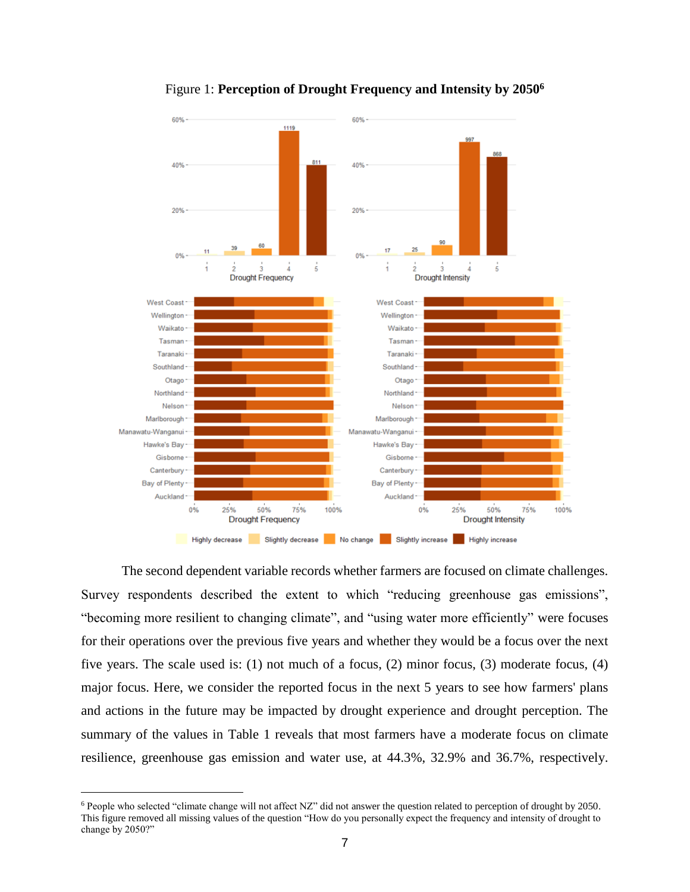Figure 1: **Perception of Drought Frequency and Intensity by 2050**[6]

The second dependent variable records whether farmers are focused on climate challenges. Survey respondents described the extent to which "reducing greenhouse gas emissions", "becoming more resilient to changing climate", and "using water more efficiently" were focuses for their operations over the previous five years and whether they would be a focus over the next five years. The scale used is: (1) not much of a focus, (2) minor focus, (3) moderate focus, (4) major focus. Here, we consider the reported focus in the next 5 years to see how farmers' plans and actions in the future may be impacted by drought experience and drought perception. The summary of the values in Table 1 reveals that most farmers have a moderate focus on climate resilience, greenhouse gas emission and water use, at 44.3%, 32.9% and 36.7%, respectively.

[6] People who selected "climate change will not affect NZ" did not answer the question related to perception of drought by 2050. This figure removed all missing values of the question "How do you personally expect the frequency and intensity of drought to change by 2050?"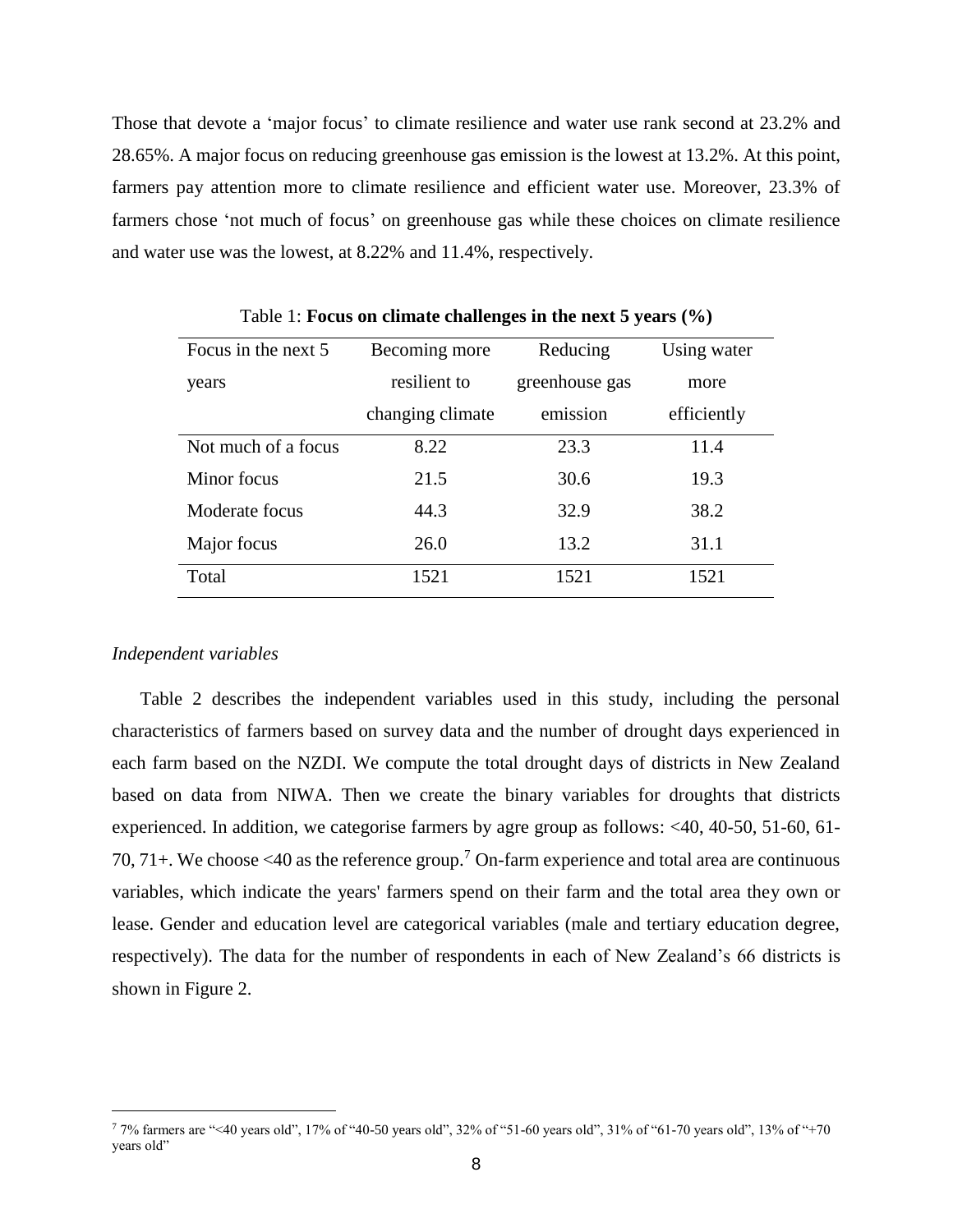Those that devote a 'major focus' to climate resilience and water use rank second at 23.2% and 28.65%. A major focus on reducing greenhouse gas emission is the lowest at 13.2%. At this point, farmers pay attention more to climate resilience and efficient water use. Moreover, 23.3% of farmers chose 'not much of focus' on greenhouse gas while these choices on climate resilience and water use was the lowest, at 8.22% and 11.4%, respectively.

Table 1: **Focus on climate challenges in the next 5 years (%)**

| Focus in the next 5 years | Becoming more resilient to changing climate | Reducing greenhouse gas emission | Using water more efficiently |
|---|---|---|---|
| Not much of a focus | 8.22 | 23.3 | 11.4 |
| Minor focus | 21.5 | 30.6 | 19.3 |
| Moderate focus | 44.3 | 32.9 | 38.2 |
| Major focus | 26.0 | 13.2 | 31.1 |
| Total | 1521 | 1521 | 1521 |

*Independent variables*

Table 2 describes the independent variables used in this study, including the personal characteristics of farmers based on survey data and the number of drought days experienced in each farm based on the NZDI. We compute the total drought days of districts in New Zealand based on data from NIWA. Then we create the binary variables for droughts that districts experienced. In addition, we categorise farmers by agre group as follows: <40, 40-50, 51-60, 61-70, 71+. We choose <40 as the reference group.[7] On-farm experience and total area are continuous variables, which indicate the years' farmers spend on their farm and the total area they own or lease. Gender and education level are categorical variables (male and tertiary education degree, respectively). The data for the number of respondents in each of New Zealand's 66 districts is shown in Figure 2.

[7] 7% farmers are "<40 years old", 17% of "40-50 years old", 32% of "51-60 years old", 31% of "61-70 years old", 13% of "+70 years old"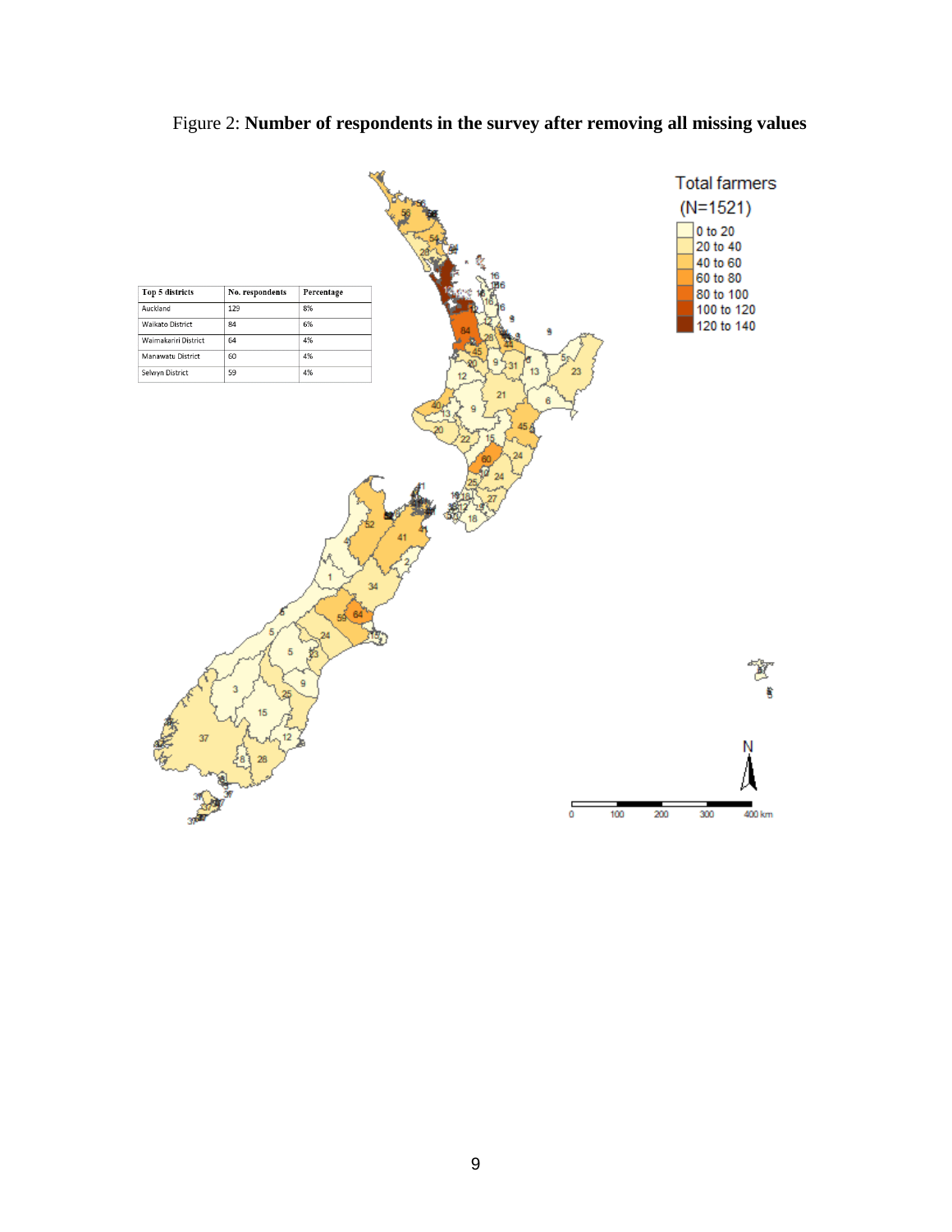Figure 2: **Number of respondents in the survey after removing all missing values**

| Top 5 districts | No. respondents | Percentage |
|---|---|---|
| Auckland | 129 | 8% |
| Waikato District | 84 | 6% |
| Waimakariri District | 64 | 4% |
| Manawatu District | 60 | 4% |
| Selwyn District | 59 | 4% |

Total farmers (N=1521)

0 to 20
20 to 40
40 to 60
60 to 80
80 to 100
100 to 120
120 to 140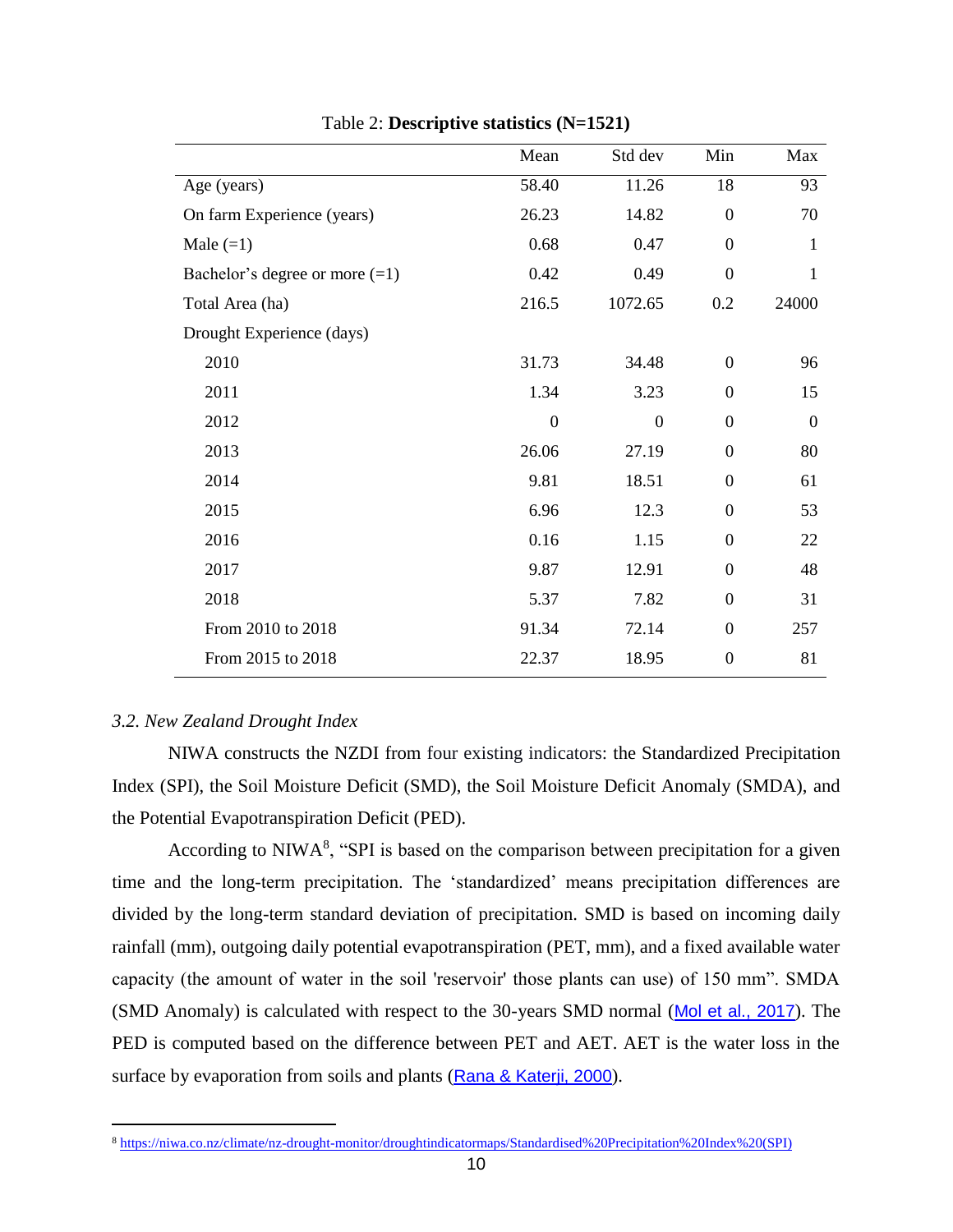Table 2: **Descriptive statistics (N=1521)**

| | Mean | Std dev | Min | Max |
|---|---|---|---|---|
| Age (years) | 58.40 | 11.26 | 18 | 93 |
| On farm Experience (years) | 26.23 | 14.82 | 0 | 70 |
| Male (=1) | 0.68 | 0.47 | 0 | 1 |
| Bachelor's degree or more (=1) | 0.42 | 0.49 | 0 | 1 |
| Total Area (ha) | 216.5 | 1072.65 | 0.2 | 24000 |
| Drought Experience (days) | | | | |
| 2010 | 31.73 | 34.48 | 0 | 96 |
| 2011 | 1.34 | 3.23 | 0 | 15 |
| 2012 | 0 | 0 | 0 | 0 |
| 2013 | 26.06 | 27.19 | 0 | 80 |
| 2014 | 9.81 | 18.51 | 0 | 61 |
| 2015 | 6.96 | 12.3 | 0 | 53 |
| 2016 | 0.16 | 1.15 | 0 | 22 |
| 2017 | 9.87 | 12.91 | 0 | 48 |
| 2018 | 5.37 | 7.82 | 0 | 31 |
| From 2010 to 2018 | 91.34 | 72.14 | 0 | 257 |
| From 2015 to 2018 | 22.37 | 18.95 | 0 | 81 |

### *3.2. New Zealand Drought Index*

NIWA constructs the NZDI from four existing indicators: the Standardized Precipitation Index (SPI), the Soil Moisture Deficit (SMD), the Soil Moisture Deficit Anomaly (SMDA), and the Potential Evapotranspiration Deficit (PED).

According to NIWA[8], "SPI is based on the comparison between precipitation for a given time and the long-term precipitation. The 'standardized' means precipitation differences are divided by the long-term standard deviation of precipitation. SMD is based on incoming daily rainfall (mm), outgoing daily potential evapotranspiration (PET, mm), and a fixed available water capacity (the amount of water in the soil 'reservoir' those plants can use) of 150 mm". SMDA (SMD Anomaly) is calculated with respect to the 30-years SMD normal (Mol et al., 2017). The PED is computed based on the difference between PET and AET. AET is the water loss in the surface by evaporation from soils and plants (Rana & Katerji, 2000).

[8] https://niwa.co.nz/climate/nz-drought-monitor/droughtindicatormaps/Standardised%20Precipitation%20Index%20(SPI)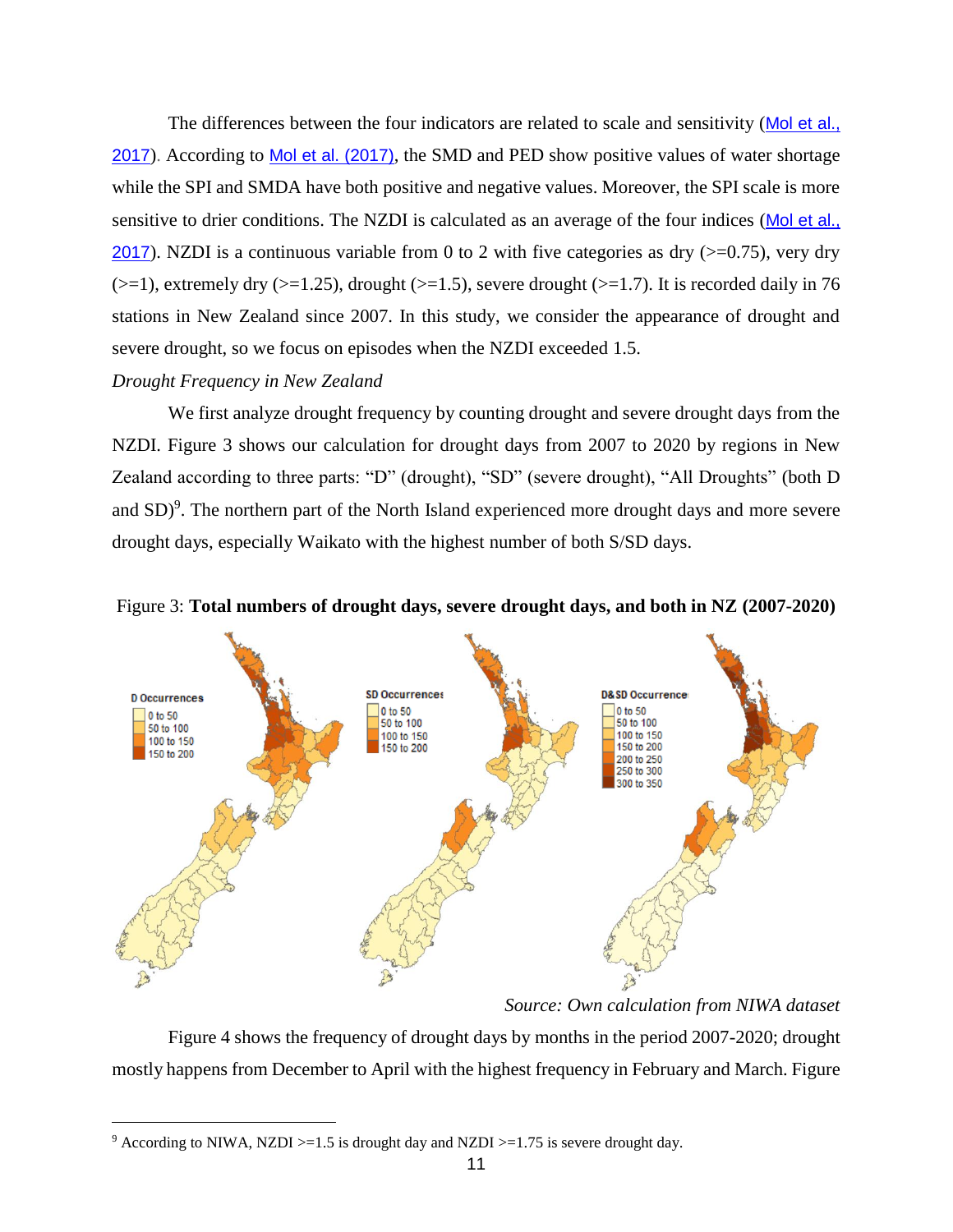The differences between the four indicators are related to scale and sensitivity (Mol et al., 2017). According to Mol et al. (2017), the SMD and PED show positive values of water shortage while the SPI and SMDA have both positive and negative values. Moreover, the SPI scale is more sensitive to drier conditions. The NZDI is calculated as an average of the four indices (Mol et al., 2017). NZDI is a continuous variable from 0 to 2 with five categories as dry (>=0.75), very dry (>=1), extremely dry (>=1.25), drought (>=1.5), severe drought (>=1.7). It is recorded daily in 76 stations in New Zealand since 2007. In this study, we consider the appearance of drought and severe drought, so we focus on episodes when the NZDI exceeded 1.5.

*Drought Frequency in New Zealand*

We first analyze drought frequency by counting drought and severe drought days from the NZDI. Figure 3 shows our calculation for drought days from 2007 to 2020 by regions in New Zealand according to three parts: "D" (drought), "SD" (severe drought), "All Droughts" (both D and SD)[9]. The northern part of the North Island experienced more drought days and more severe drought days, especially Waikato with the highest number of both S/SD days.

Figure 3: **Total numbers of drought days, severe drought days, and both in NZ (2007-2020)**

*Source: Own calculation from NIWA dataset*

Figure 4 shows the frequency of drought days by months in the period 2007-2020; drought mostly happens from December to April with the highest frequency in February and March. Figure

[9] According to NIWA, NZDI >=1.5 is drought day and NZDI >=1.75 is severe drought day.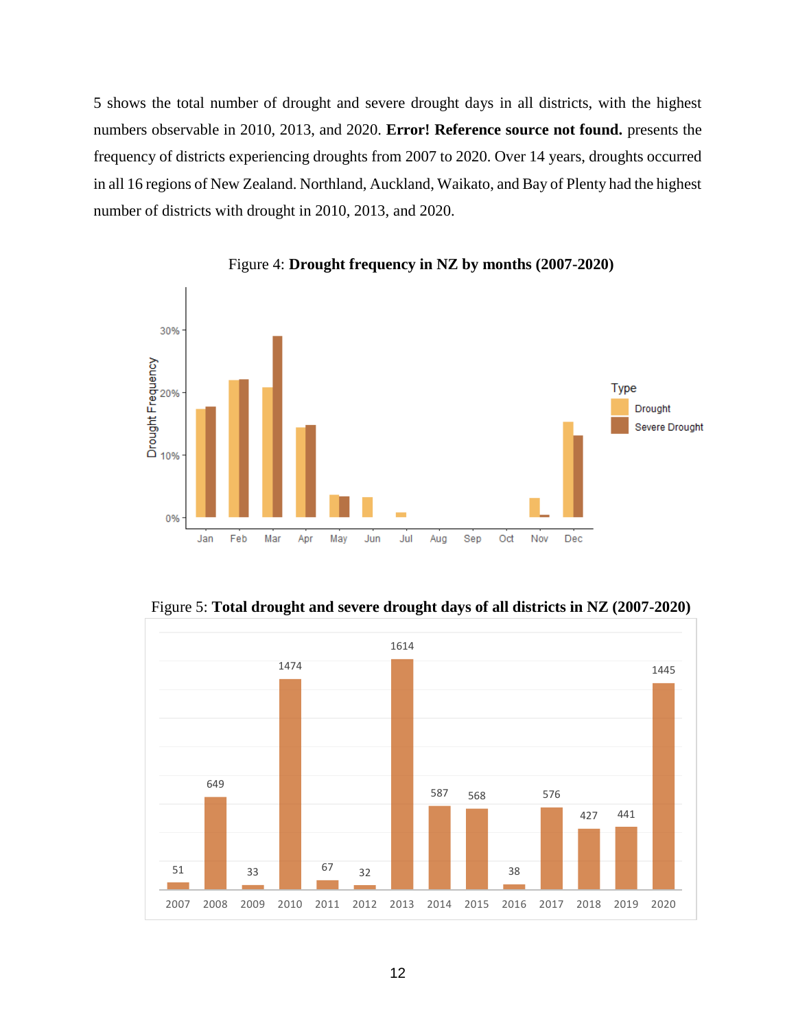5 shows the total number of drought and severe drought days in all districts, with the highest numbers observable in 2010, 2013, and 2020. **Error! Reference source not found.** presents the frequency of districts experiencing droughts from 2007 to 2020. Over 14 years, droughts occurred in all 16 regions of New Zealand. Northland, Auckland, Waikato, and Bay of Plenty had the highest number of districts with drought in 2010, 2013, and 2020.

Figure 4: **Drought frequency in NZ by months (2007-2020)**

Figure 5: **Total drought and severe drought days of all districts in NZ (2007-2020)**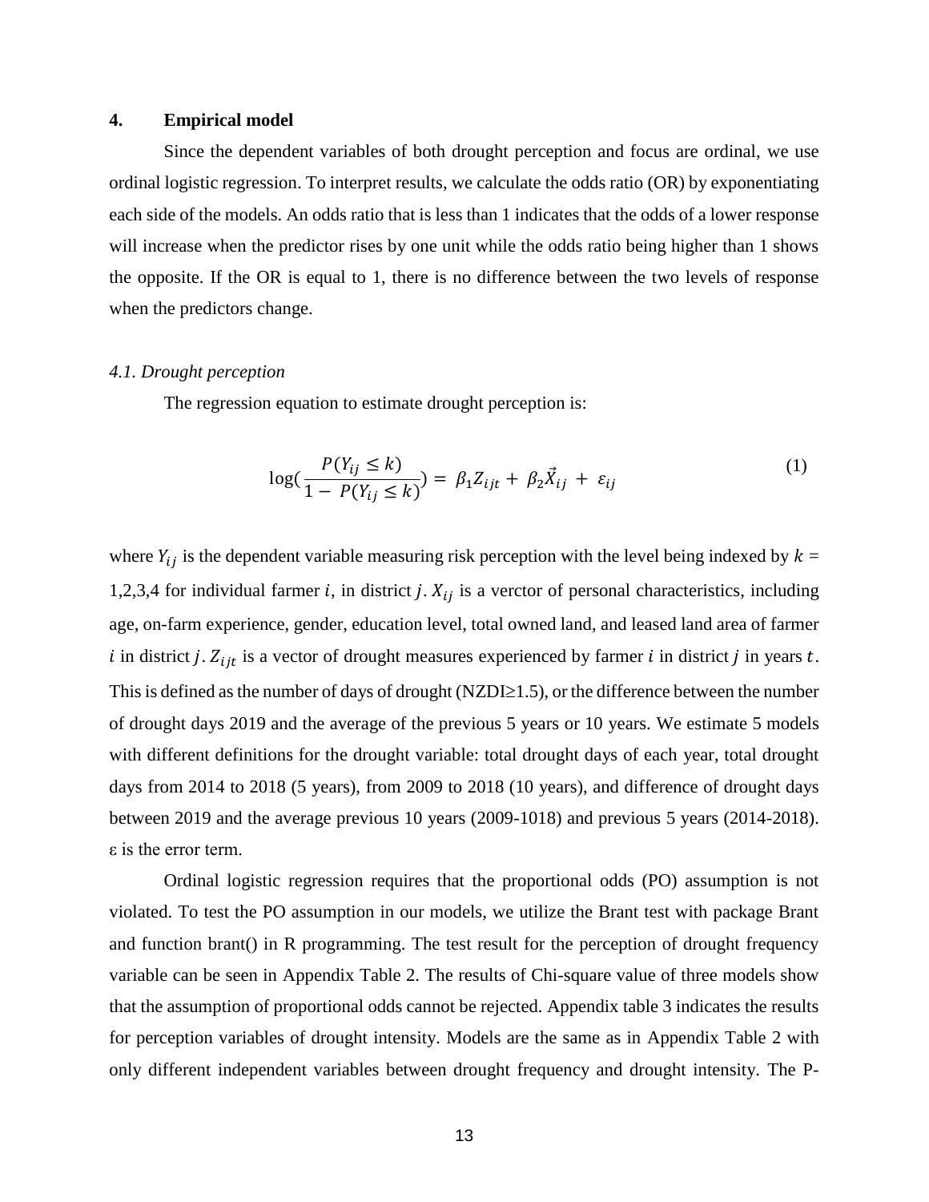## 4. Empirical model

Since the dependent variables of both drought perception and focus are ordinal, we use ordinal logistic regression. To interpret results, we calculate the odds ratio (OR) by exponentiating each side of the models. An odds ratio that is less than 1 indicates that the odds of a lower response will increase when the predictor rises by one unit while the odds ratio being higher than 1 shows the opposite. If the OR is equal to 1, there is no difference between the two levels of response when the predictors change.

### *4.1. Drought perception*

The regression equation to estimate drought perception is:

$$\log\left(\frac{P(Y_{ij} \leq k)}{1 - P(Y_{ij} \leq k)}\right) = \beta_1 Z_{ijt} + \beta_2 \vec{X}_{ij} + \varepsilon_{ij} \tag{1}$$

where $Y_{ij}$ is the dependent variable measuring risk perception with the level being indexed by $k$ = 1,2,3,4 for individual farmer $i$, in district $j$. $X_{ij}$ is a verctor of personal characteristics, including age, on-farm experience, gender, education level, total owned land, and leased land area of farmer $i$ in district $j$. $Z_{ijt}$ is a vector of drought measures experienced by farmer $i$ in district $j$ in years $t$. This is defined as the number of days of drought (NZDI≥1.5), or the difference between the number of drought days 2019 and the average of the previous 5 years or 10 years. We estimate 5 models with different definitions for the drought variable: total drought days of each year, total drought days from 2014 to 2018 (5 years), from 2009 to 2018 (10 years), and difference of drought days between 2019 and the average previous 10 years (2009-1018) and previous 5 years (2014-2018). ε is the error term.

Ordinal logistic regression requires that the proportional odds (PO) assumption is not violated. To test the PO assumption in our models, we utilize the Brant test with package Brant and function brant() in R programming. The test result for the perception of drought frequency variable can be seen in Appendix Table 2. The results of Chi-square value of three models show that the assumption of proportional odds cannot be rejected. Appendix table 3 indicates the results for perception variables of drought intensity. Models are the same as in Appendix Table 2 with only different independent variables between drought frequency and drought intensity. The P-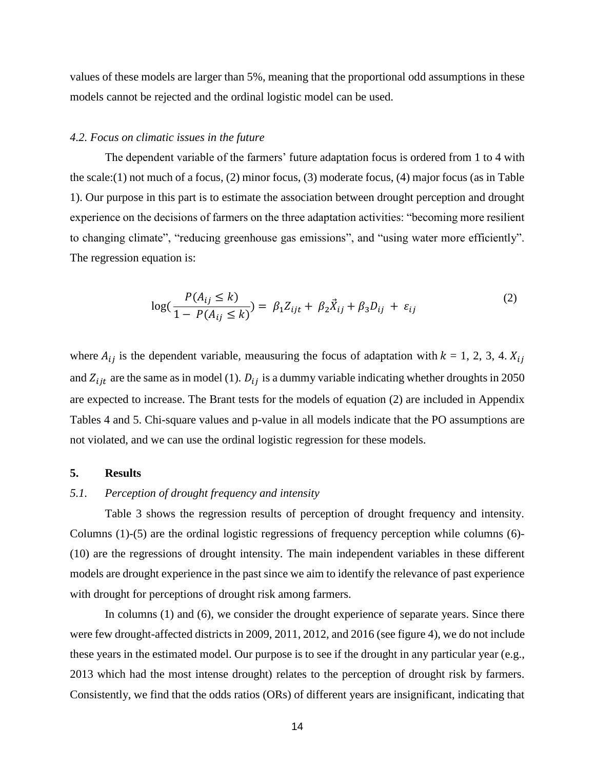values of these models are larger than 5%, meaning that the proportional odd assumptions in these models cannot be rejected and the ordinal logistic model can be used.

### *4.2. Focus on climatic issues in the future*

The dependent variable of the farmers' future adaptation focus is ordered from 1 to 4 with the scale:(1) not much of a focus, (2) minor focus, (3) moderate focus, (4) major focus (as in Table 1). Our purpose in this part is to estimate the association between drought perception and drought experience on the decisions of farmers on the three adaptation activities: "becoming more resilient to changing climate", "reducing greenhouse gas emissions", and "using water more efficiently". The regression equation is:

$$\log\left(\frac{P(A_{ij} \leq k)}{1 - P(A_{ij} \leq k)}\right) = \beta_1 Z_{ijt} + \beta_2 \vec{X}_{ij} + \beta_3 D_{ij} + \varepsilon_{ij} \tag{2}$$

where $A_{ij}$ is the dependent variable, meausuring the focus of adaptation with $k$ = 1, 2, 3, 4. $X_{ij}$ and $Z_{ijt}$ are the same as in model (1). $D_{ij}$ is a dummy variable indicating whether droughts in 2050 are expected to increase. The Brant tests for the models of equation (2) are included in Appendix Tables 4 and 5. Chi-square values and p-value in all models indicate that the PO assumptions are not violated, and we can use the ordinal logistic regression for these models.

## 5. Results

### *5.1. Perception of drought frequency and intensity*

Table 3 shows the regression results of perception of drought frequency and intensity. Columns (1)-(5) are the ordinal logistic regressions of frequency perception while columns (6)-(10) are the regressions of drought intensity. The main independent variables in these different models are drought experience in the past since we aim to identify the relevance of past experience with drought for perceptions of drought risk among farmers.

In columns (1) and (6), we consider the drought experience of separate years. Since there were few drought-affected districts in 2009, 2011, 2012, and 2016 (see figure 4), we do not include these years in the estimated model. Our purpose is to see if the drought in any particular year (e.g., 2013 which had the most intense drought) relates to the perception of drought risk by farmers. Consistently, we find that the odds ratios (ORs) of different years are insignificant, indicating that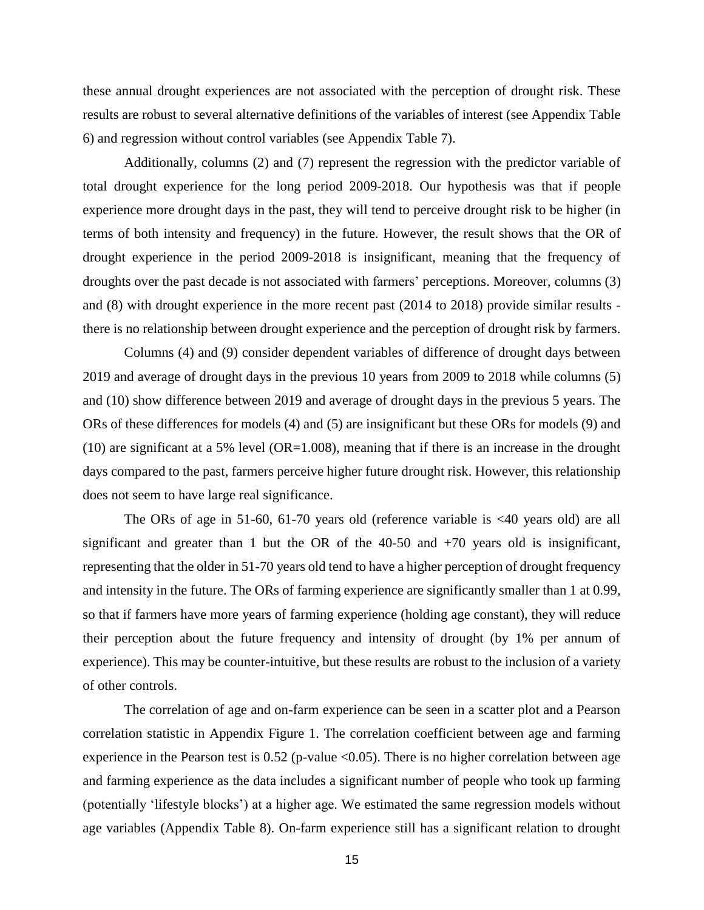these annual drought experiences are not associated with the perception of drought risk. These results are robust to several alternative definitions of the variables of interest (see Appendix Table 6) and regression without control variables (see Appendix Table 7).

Additionally, columns (2) and (7) represent the regression with the predictor variable of total drought experience for the long period 2009-2018. Our hypothesis was that if people experience more drought days in the past, they will tend to perceive drought risk to be higher (in terms of both intensity and frequency) in the future. However, the result shows that the OR of drought experience in the period 2009-2018 is insignificant, meaning that the frequency of droughts over the past decade is not associated with farmers' perceptions. Moreover, columns (3) and (8) with drought experience in the more recent past (2014 to 2018) provide similar results - there is no relationship between drought experience and the perception of drought risk by farmers.

Columns (4) and (9) consider dependent variables of difference of drought days between 2019 and average of drought days in the previous 10 years from 2009 to 2018 while columns (5) and (10) show difference between 2019 and average of drought days in the previous 5 years. The ORs of these differences for models (4) and (5) are insignificant but these ORs for models (9) and (10) are significant at a 5% level (OR=1.008), meaning that if there is an increase in the drought days compared to the past, farmers perceive higher future drought risk. However, this relationship does not seem to have large real significance.

The ORs of age in 51-60, 61-70 years old (reference variable is <40 years old) are all significant and greater than 1 but the OR of the 40-50 and +70 years old is insignificant, representing that the older in 51-70 years old tend to have a higher perception of drought frequency and intensity in the future. The ORs of farming experience are significantly smaller than 1 at 0.99, so that if farmers have more years of farming experience (holding age constant), they will reduce their perception about the future frequency and intensity of drought (by 1% per annum of experience). This may be counter-intuitive, but these results are robust to the inclusion of a variety of other controls.

The correlation of age and on-farm experience can be seen in a scatter plot and a Pearson correlation statistic in Appendix Figure 1. The correlation coefficient between age and farming experience in the Pearson test is 0.52 (p-value <0.05). There is no higher correlation between age and farming experience as the data includes a significant number of people who took up farming (potentially 'lifestyle blocks') at a higher age. We estimated the same regression models without age variables (Appendix Table 8). On-farm experience still has a significant relation to drought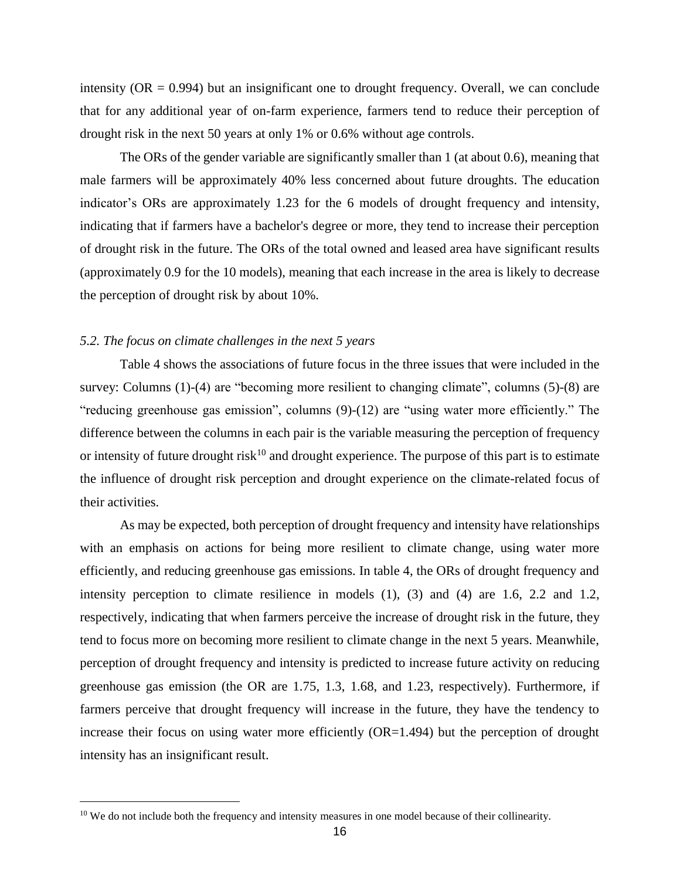intensity (OR = 0.994) but an insignificant one to drought frequency. Overall, we can conclude that for any additional year of on-farm experience, farmers tend to reduce their perception of drought risk in the next 50 years at only 1% or 0.6% without age controls.

The ORs of the gender variable are significantly smaller than 1 (at about 0.6), meaning that male farmers will be approximately 40% less concerned about future droughts. The education indicator's ORs are approximately 1.23 for the 6 models of drought frequency and intensity, indicating that if farmers have a bachelor's degree or more, they tend to increase their perception of drought risk in the future. The ORs of the total owned and leased area have significant results (approximately 0.9 for the 10 models), meaning that each increase in the area is likely to decrease the perception of drought risk by about 10%.

### *5.2. The focus on climate challenges in the next 5 years*

Table 4 shows the associations of future focus in the three issues that were included in the survey: Columns (1)-(4) are "becoming more resilient to changing climate", columns (5)-(8) are "reducing greenhouse gas emission", columns (9)-(12) are "using water more efficiently." The difference between the columns in each pair is the variable measuring the perception of frequency or intensity of future drought risk[10] and drought experience. The purpose of this part is to estimate the influence of drought risk perception and drought experience on the climate-related focus of their activities.

As may be expected, both perception of drought frequency and intensity have relationships with an emphasis on actions for being more resilient to climate change, using water more efficiently, and reducing greenhouse gas emissions. In table 4, the ORs of drought frequency and intensity perception to climate resilience in models (1), (3) and (4) are 1.6, 2.2 and 1.2, respectively, indicating that when farmers perceive the increase of drought risk in the future, they tend to focus more on becoming more resilient to climate change in the next 5 years. Meanwhile, perception of drought frequency and intensity is predicted to increase future activity on reducing greenhouse gas emission (the OR are 1.75, 1.3, 1.68, and 1.23, respectively). Furthermore, if farmers perceive that drought frequency will increase in the future, they have the tendency to increase their focus on using water more efficiently (OR=1.494) but the perception of drought intensity has an insignificant result.

[10] We do not include both the frequency and intensity measures in one model because of their collinearity.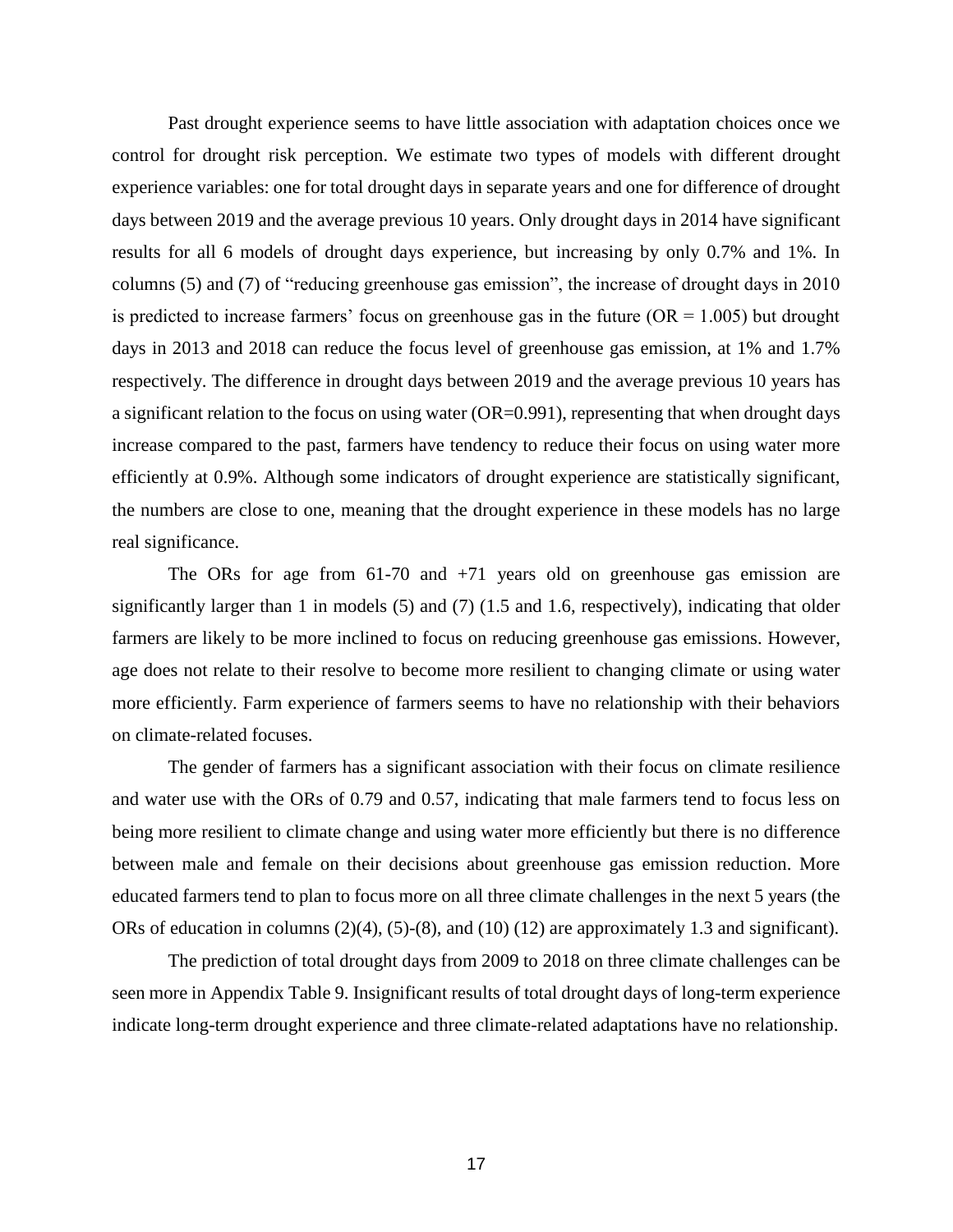Past drought experience seems to have little association with adaptation choices once we control for drought risk perception. We estimate two types of models with different drought experience variables: one for total drought days in separate years and one for difference of drought days between 2019 and the average previous 10 years. Only drought days in 2014 have significant results for all 6 models of drought days experience, but increasing by only 0.7% and 1%. In columns (5) and (7) of "reducing greenhouse gas emission", the increase of drought days in 2010 is predicted to increase farmers' focus on greenhouse gas in the future (OR = 1.005) but drought days in 2013 and 2018 can reduce the focus level of greenhouse gas emission, at 1% and 1.7% respectively. The difference in drought days between 2019 and the average previous 10 years has a significant relation to the focus on using water (OR=0.991), representing that when drought days increase compared to the past, farmers have tendency to reduce their focus on using water more efficiently at 0.9%. Although some indicators of drought experience are statistically significant, the numbers are close to one, meaning that the drought experience in these models has no large real significance.

The ORs for age from 61-70 and +71 years old on greenhouse gas emission are significantly larger than 1 in models (5) and (7) (1.5 and 1.6, respectively), indicating that older farmers are likely to be more inclined to focus on reducing greenhouse gas emissions. However, age does not relate to their resolve to become more resilient to changing climate or using water more efficiently. Farm experience of farmers seems to have no relationship with their behaviors on climate-related focuses.

The gender of farmers has a significant association with their focus on climate resilience and water use with the ORs of 0.79 and 0.57, indicating that male farmers tend to focus less on being more resilient to climate change and using water more efficiently but there is no difference between male and female on their decisions about greenhouse gas emission reduction. More educated farmers tend to plan to focus more on all three climate challenges in the next 5 years (the ORs of education in columns (2)(4), (5)-(8), and (10) (12) are approximately 1.3 and significant).

The prediction of total drought days from 2009 to 2018 on three climate challenges can be seen more in Appendix Table 9. Insignificant results of total drought days of long-term experience indicate long-term drought experience and three climate-related adaptations have no relationship.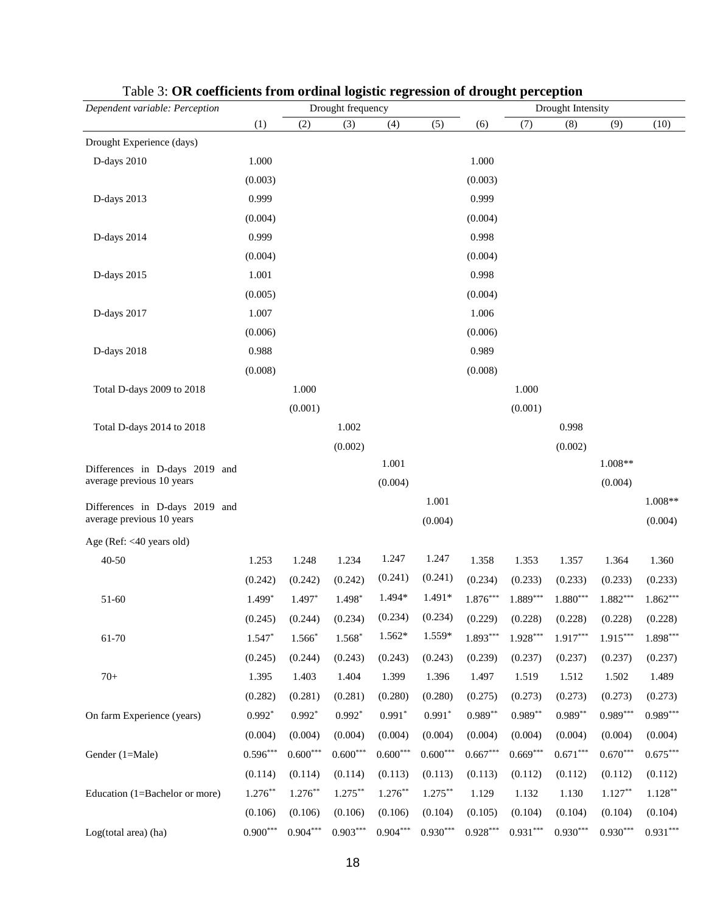Table 3: **OR coefficients from ordinal logistic regression of drought perception**

| *Dependent variable: Perception* | Drought frequency | | | | | Drought Intensity | | | | |
|---|---|---|---|---|---|---|---|---|---|---|
| | (1) | (2) | (3) | (4) | (5) | (6) | (7) | (8) | (9) | (10) |
| Drought Experience (days) | | | | | | | | | | |
| D-days 2010 | 1.000 | | | | | 1.000 | | | | |
| | (0.003) | | | | | (0.003) | | | | |
| D-days 2013 | 0.999 | | | | | 0.999 | | | | |
| | (0.004) | | | | | (0.004) | | | | |
| D-days 2014 | 0.999 | | | | | 0.998 | | | | |
| | (0.004) | | | | | (0.004) | | | | |
| D-days 2015 | 1.001 | | | | | 0.998 | | | | |
| | (0.005) | | | | | (0.004) | | | | |
| D-days 2017 | 1.007 | | | | | 1.006 | | | | |
| | (0.006) | | | | | (0.006) | | | | |
| D-days 2018 | 0.988 | | | | | 0.989 | | | | |
| | (0.008) | | | | | (0.008) | | | | |
| Total D-days 2009 to 2018 | | 1.000 | | | | | 1.000 | | | |
| | | (0.001) | | | | | (0.001) | | | |
| Total D-days 2014 to 2018 | | | 1.002 | | | | | 0.998 | | |
| | | | (0.002) | | | | | (0.002) | | |
| Differences in D-days 2019 and average previous 10 years | | | | 1.001 | | | | | 1.008** | |
| | | | | (0.004) | | | | | (0.004) | |
| Differences in D-days 2019 and average previous 10 years | | | | | 1.001 | | | | | 1.008** |
| | | | | | (0.004) | | | | | (0.004) |
| Age (Ref: <40 years old) | | | | | | | | | | |
| 40-50 | 1.253 | 1.248 | 1.234 | 1.247 | 1.247 | 1.358 | 1.353 | 1.357 | 1.364 | 1.360 |
| | (0.242) | (0.242) | (0.242) | (0.241) | (0.241) | (0.234) | (0.233) | (0.233) | (0.233) | (0.233) |
| 51-60 | 1.499* | 1.497* | 1.498* | 1.494* | 1.491* | 1.876*** | 1.889*** | 1.880*** | 1.882*** | 1.862*** |
| | (0.245) | (0.244) | (0.234) | (0.234) | (0.234) | (0.229) | (0.228) | (0.228) | (0.228) | (0.228) |
| 61-70 | 1.547* | 1.566* | 1.568* | 1.562* | 1.559* | 1.893*** | 1.928*** | 1.917*** | 1.915*** | 1.898*** |
| | (0.245) | (0.244) | (0.243) | (0.243) | (0.243) | (0.239) | (0.237) | (0.237) | (0.237) | (0.237) |
| 70+ | 1.395 | 1.403 | 1.404 | 1.399 | 1.396 | 1.497 | 1.519 | 1.512 | 1.502 | 1.489 |
| | (0.282) | (0.281) | (0.281) | (0.280) | (0.280) | (0.275) | (0.273) | (0.273) | (0.273) | (0.273) |
| On farm Experience (years) | 0.992* | 0.992* | 0.992* | 0.991* | 0.991* | 0.989** | 0.989** | 0.989** | 0.989*** | 0.989*** |
| | (0.004) | (0.004) | (0.004) | (0.004) | (0.004) | (0.004) | (0.004) | (0.004) | (0.004) | (0.004) |
| Gender (1=Male) | 0.596*** | 0.600*** | 0.600*** | 0.600*** | 0.600*** | 0.667*** | 0.669*** | 0.671*** | 0.670*** | 0.675*** |
| | (0.114) | (0.114) | (0.114) | (0.113) | (0.113) | (0.113) | (0.112) | (0.112) | (0.112) | (0.112) |
| Education (1=Bachelor or more) | 1.276** | 1.276** | 1.275** | 1.276** | 1.275** | 1.129 | 1.132 | 1.130 | 1.127** | 1.128** |
| | (0.106) | (0.106) | (0.106) | (0.106) | (0.104) | (0.105) | (0.104) | (0.104) | (0.104) | (0.104) |
| Log(total area) (ha) | 0.900*** | 0.904*** | 0.903*** | 0.904*** | 0.930*** | 0.928*** | 0.931*** | 0.930*** | 0.930*** | 0.931*** |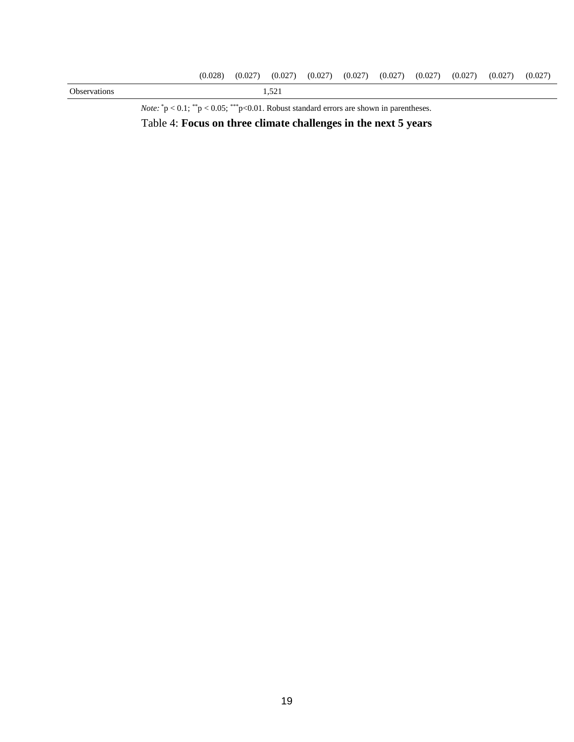| | | | | | | | | | | |
|---|---|---|---|---|---|---|---|---|---|---|
| | (0.028) | (0.027) | (0.027) | (0.027) | (0.027) | (0.027) | (0.027) | (0.027) | (0.027) | (0.027) |
| Observations | | | 1,521 | | | | | | | |

*Note:* $^{*}p < 0.1$; $^{**}p < 0.05$; $^{***}p<0.01$. Robust standard errors are shown in parentheses.

Table 4: **Focus on three climate challenges in the next 5 years**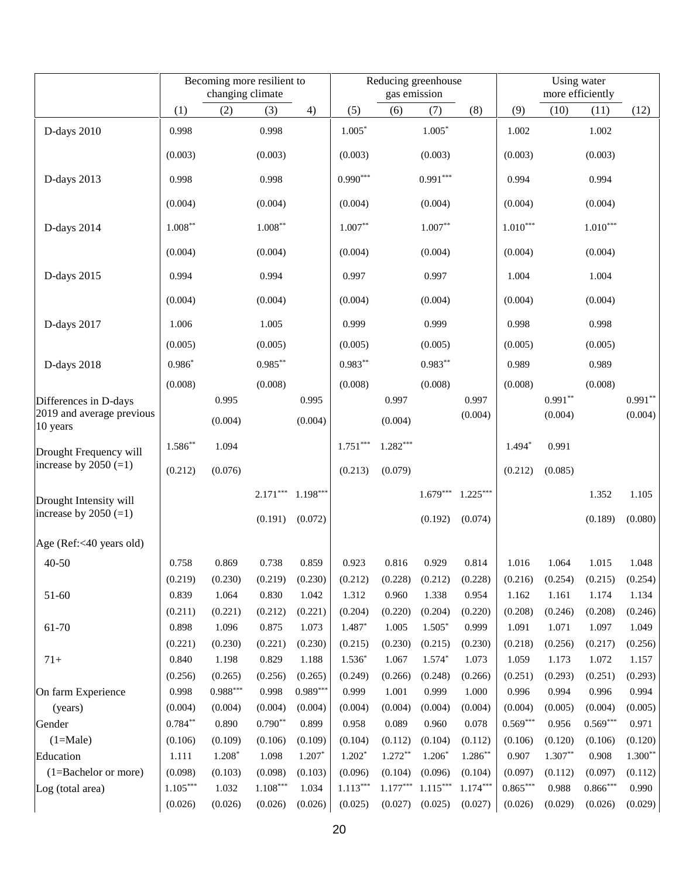| | Becoming more resilient to changing climate | | | | Reducing greenhouse gas emission | | | | Using water more efficiently | | | |
|---|---|---|---|---|---|---|---|---|---|---|---|---|
| | (1) | (2) | (3) | 4) | (5) | (6) | (7) | (8) | (9) | (10) | (11) | (12) |
| D-days 2010 | 0.998 | | 0.998 | | 1.005* | | 1.005* | | 1.002 | | 1.002 | |
| | (0.003) | | (0.003) | | (0.003) | | (0.003) | | (0.003) | | (0.003) | |
| D-days 2013 | 0.998 | | 0.998 | | 0.990*** | | 0.991*** | | 0.994 | | 0.994 | |
| | (0.004) | | (0.004) | | (0.004) | | (0.004) | | (0.004) | | (0.004) | |
| D-days 2014 | 1.008** | | 1.008** | | 1.007** | | 1.007** | | 1.010*** | | 1.010*** | |
| | (0.004) | | (0.004) | | (0.004) | | (0.004) | | (0.004) | | (0.004) | |
| D-days 2015 | 0.994 | | 0.994 | | 0.997 | | 0.997 | | 1.004 | | 1.004 | |
| | (0.004) | | (0.004) | | (0.004) | | (0.004) | | (0.004) | | (0.004) | |
| D-days 2017 | 1.006 | | 1.005 | | 0.999 | | 0.999 | | 0.998 | | 0.998 | |
| | (0.005) | | (0.005) | | (0.005) | | (0.005) | | (0.005) | | (0.005) | |
| D-days 2018 | 0.986* | | 0.985** | | 0.983** | | 0.983** | | 0.989 | | 0.989 | |
| | (0.008) | | (0.008) | | (0.008) | | (0.008) | | (0.008) | | (0.008) | |
| Differences in D-days 2019 and average previous 10 years | | 0.995 | | 0.995 | | 0.997 | | 0.997 | | 0.991** | | 0.991** |
| | | (0.004) | | (0.004) | | (0.004) | | (0.004) | | (0.004) | | (0.004) |
| Drought Frequency will increase by 2050 (=1) | 1.586** | 1.094 | | | 1.751*** | 1.282*** | | | 1.494* | 0.991 | | |
| | (0.212) | (0.076) | | | (0.213) | (0.079) | | | (0.212) | (0.085) | | |
| Drought Intensity will increase by 2050 (=1) | | | 2.171*** | 1.198*** | | | 1.679*** | 1.225*** | | | 1.352 | 1.105 |
| | | | (0.191) | (0.072) | | | (0.192) | (0.074) | | | (0.189) | (0.080) |
| Age (Ref:<40 years old) | | | | | | | | | | | | |
| 40-50 | 0.758 | 0.869 | 0.738 | 0.859 | 0.923 | 0.816 | 0.929 | 0.814 | 1.016 | 1.064 | 1.015 | 1.048 |
| | (0.219) | (0.230) | (0.219) | (0.230) | (0.212) | (0.228) | (0.212) | (0.228) | (0.216) | (0.254) | (0.215) | (0.254) |
| 51-60 | 0.839 | 1.064 | 0.830 | 1.042 | 1.312 | 0.960 | 1.338 | 0.954 | 1.162 | 1.161 | 1.174 | 1.134 |
| | (0.211) | (0.221) | (0.212) | (0.221) | (0.204) | (0.220) | (0.204) | (0.220) | (0.208) | (0.246) | (0.208) | (0.246) |
| 61-70 | 0.898 | 1.096 | 0.875 | 1.073 | 1.487* | 1.005 | 1.505* | 0.999 | 1.091 | 1.071 | 1.097 | 1.049 |
| | (0.221) | (0.230) | (0.221) | (0.230) | (0.215) | (0.230) | (0.215) | (0.230) | (0.218) | (0.256) | (0.217) | (0.256) |
| 71+ | 0.840 | 1.198 | 0.829 | 1.188 | 1.536* | 1.067 | 1.574* | 1.073 | 1.059 | 1.173 | 1.072 | 1.157 |
| | (0.256) | (0.265) | (0.256) | (0.265) | (0.249) | (0.266) | (0.248) | (0.266) | (0.251) | (0.293) | (0.251) | (0.293) |
| On farm Experience (years) | 0.998 | 0.988*** | 0.998 | 0.989*** | 0.999 | 1.001 | 0.999 | 1.000 | 0.996 | 0.994 | 0.996 | 0.994 |
| | (0.004) | (0.004) | (0.004) | (0.004) | (0.004) | (0.004) | (0.004) | (0.004) | (0.004) | (0.005) | (0.004) | (0.005) |
| Gender (1=Male) | 0.784** | 0.890 | 0.790** | 0.899 | 0.958 | 0.089 | 0.960 | 0.078 | 0.569*** | 0.956 | 0.569*** | 0.971 |
| | (0.106) | (0.109) | (0.106) | (0.109) | (0.104) | (0.112) | (0.104) | (0.112) | (0.106) | (0.120) | (0.106) | (0.120) |
| Education (1=Bachelor or more) | 1.111 | 1.208* | 1.098 | 1.207* | 1.202* | 1.272** | 1.206* | 1.286** | 0.907 | 1.307** | 0.908 | 1.300** |
| | (0.098) | (0.103) | (0.098) | (0.103) | (0.096) | (0.104) | (0.096) | (0.104) | (0.097) | (0.112) | (0.097) | (0.112) |
| Log (total area) | 1.105*** | 1.032 | 1.108*** | 1.034 | 1.113*** | 1.177*** | 1.115*** | 1.174*** | 0.865*** | 0.988 | 0.866*** | 0.990 |
| | (0.026) | (0.026) | (0.026) | (0.026) | (0.025) | (0.027) | (0.025) | (0.027) | (0.026) | (0.029) | (0.026) | (0.029) |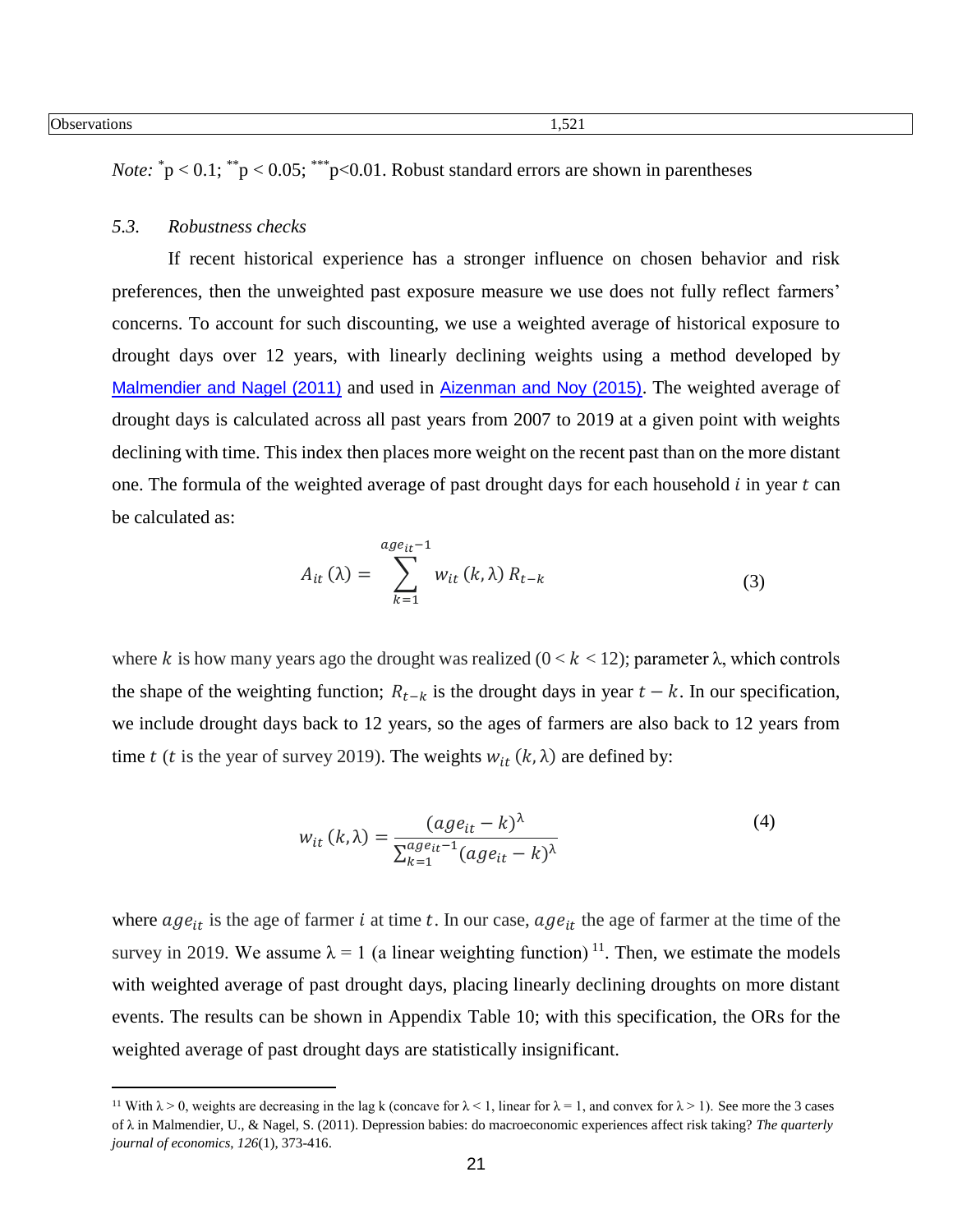| Observations | 1,521 |
|---|---|

*Note:* *p < 0.1; **p < 0.05; ***p<0.01. Robust standard errors are shown in parentheses

### *5.3. Robustness checks*

If recent historical experience has a stronger influence on chosen behavior and risk preferences, then the unweighted past exposure measure we use does not fully reflect farmers' concerns. To account for such discounting, we use a weighted average of historical exposure to drought days over 12 years, with linearly declining weights using a method developed by Malmendier and Nagel (2011) and used in Aizenman and Noy (2015). The weighted average of drought days is calculated across all past years from 2007 to 2019 at a given point with weights declining with time. This index then places more weight on the recent past than on the more distant one. The formula of the weighted average of past drought days for each household $i$ in year $t$ can be calculated as:

$$A_{it}(\lambda) = \sum_{k=1}^{age_{it}-1} w_{it}(k,\lambda) R_{t-k} \tag{3}$$

where $k$ is how many years ago the drought was realized ($0 < k < 12$); parameter λ, which controls the shape of the weighting function; $R_{t-k}$ is the drought days in year $t-k$. In our specification, we include drought days back to 12 years, so the ages of farmers are also back to 12 years from time $t$ ($t$ is the year of survey 2019). The weights $w_{it}(k, \lambda)$ are defined by:

$$w_{it}(k,\lambda) = \frac{(age_{it}-k)^{\lambda}}{\sum_{k=1}^{age_{it}-1}(age_{it}-k)^{\lambda}} \tag{4}$$

where $age_{it}$ is the age of farmer $i$ at time $t$. In our case, $age_{it}$ the age of farmer at the time of the survey in 2019. We assume λ = 1 (a linear weighting function) [11]. Then, we estimate the models with weighted average of past drought days, placing linearly declining droughts on more distant events. The results can be shown in Appendix Table 10; with this specification, the ORs for the weighted average of past drought days are statistically insignificant.

[11] With λ > 0, weights are decreasing in the lag k (concave for λ < 1, linear for λ = 1, and convex for λ > 1). See more the 3 cases of λ in Malmendier, U., & Nagel, S. (2011). Depression babies: do macroeconomic experiences affect risk taking? *The quarterly journal of economics*, *126*(1), 373-416.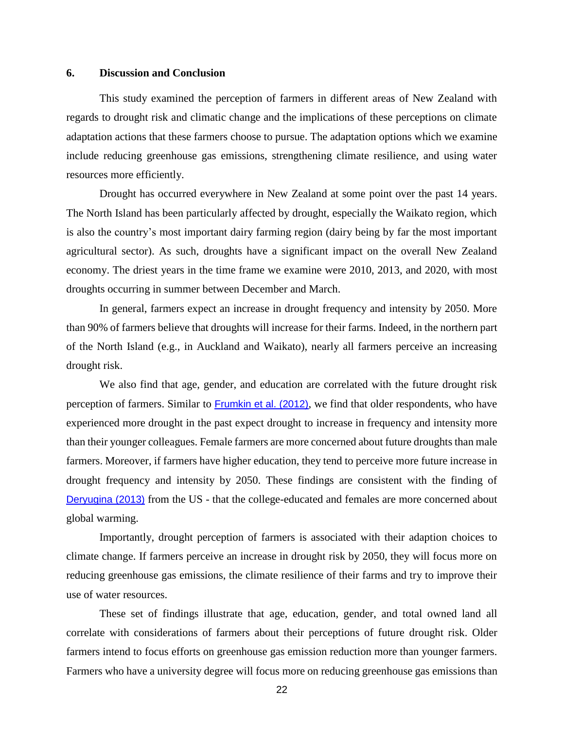## 6. Discussion and Conclusion

This study examined the perception of farmers in different areas of New Zealand with regards to drought risk and climatic change and the implications of these perceptions on climate adaptation actions that these farmers choose to pursue. The adaptation options which we examine include reducing greenhouse gas emissions, strengthening climate resilience, and using water resources more efficiently.

Drought has occurred everywhere in New Zealand at some point over the past 14 years. The North Island has been particularly affected by drought, especially the Waikato region, which is also the country's most important dairy farming region (dairy being by far the most important agricultural sector). As such, droughts have a significant impact on the overall New Zealand economy. The driest years in the time frame we examine were 2010, 2013, and 2020, with most droughts occurring in summer between December and March.

In general, farmers expect an increase in drought frequency and intensity by 2050. More than 90% of farmers believe that droughts will increase for their farms. Indeed, in the northern part of the North Island (e.g., in Auckland and Waikato), nearly all farmers perceive an increasing drought risk.

We also find that age, gender, and education are correlated with the future drought risk perception of farmers. Similar to Frumkin et al. (2012), we find that older respondents, who have experienced more drought in the past expect drought to increase in frequency and intensity more than their younger colleagues. Female farmers are more concerned about future droughts than male farmers. Moreover, if farmers have higher education, they tend to perceive more future increase in drought frequency and intensity by 2050. These findings are consistent with the finding of Deryugina (2013) from the US - that the college-educated and females are more concerned about global warming.

Importantly, drought perception of farmers is associated with their adaption choices to climate change. If farmers perceive an increase in drought risk by 2050, they will focus more on reducing greenhouse gas emissions, the climate resilience of their farms and try to improve their use of water resources.

These set of findings illustrate that age, education, gender, and total owned land all correlate with considerations of farmers about their perceptions of future drought risk. Older farmers intend to focus efforts on greenhouse gas emission reduction more than younger farmers. Farmers who have a university degree will focus more on reducing greenhouse gas emissions than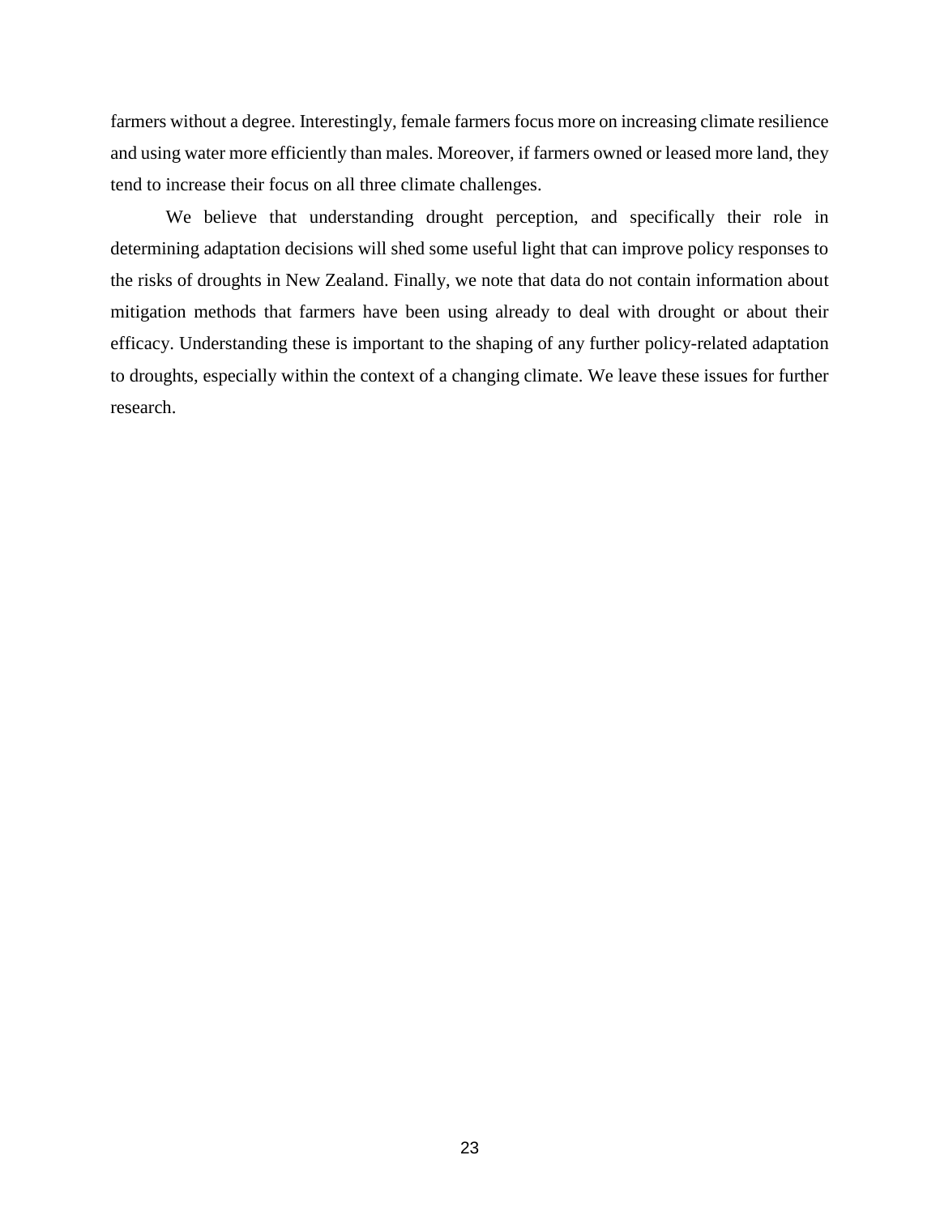farmers without a degree. Interestingly, female farmers focus more on increasing climate resilience and using water more efficiently than males. Moreover, if farmers owned or leased more land, they tend to increase their focus on all three climate challenges.

We believe that understanding drought perception, and specifically their role in determining adaptation decisions will shed some useful light that can improve policy responses to the risks of droughts in New Zealand. Finally, we note that data do not contain information about mitigation methods that farmers have been using already to deal with drought or about their efficacy. Understanding these is important to the shaping of any further policy-related adaptation to droughts, especially within the context of a changing climate. We leave these issues for further research.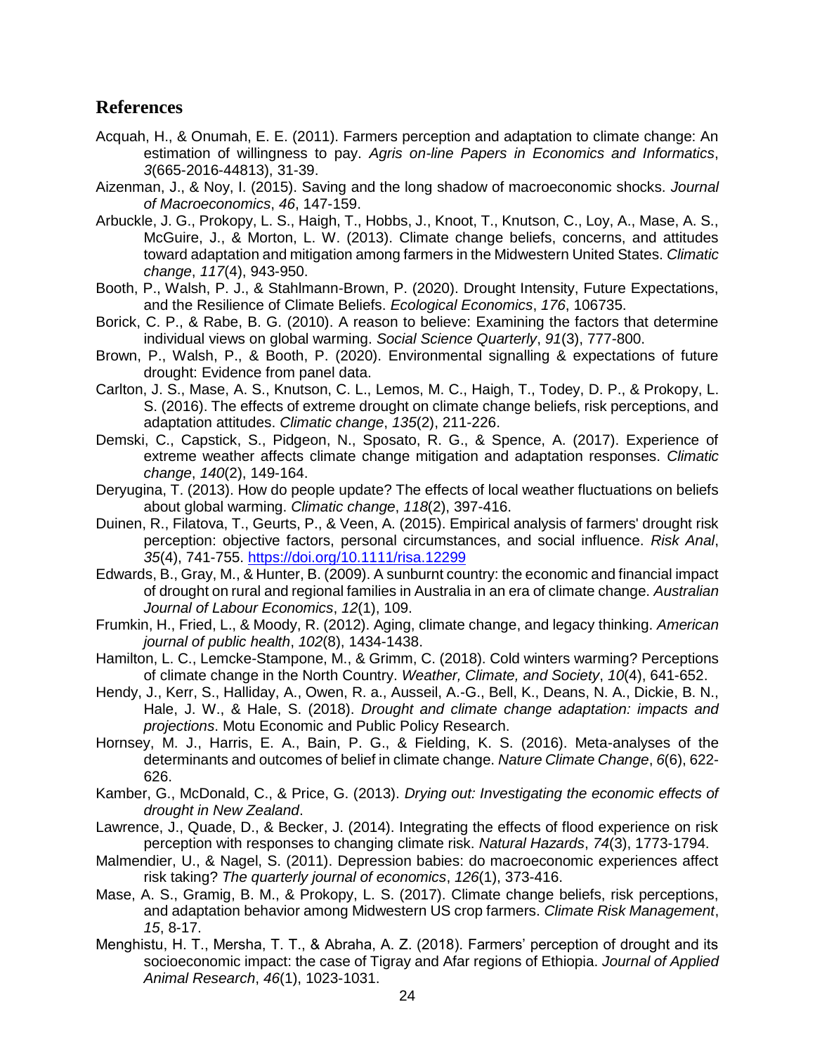## References

Acquah, H., & Onumah, E. E. (2011). Farmers perception and adaptation to climate change: An estimation of willingness to pay. *Agris on-line Papers in Economics and Informatics*, *3*(665-2016-44813), 31-39.

Aizenman, J., & Noy, I. (2015). Saving and the long shadow of macroeconomic shocks. *Journal of Macroeconomics*, *46*, 147-159.

Arbuckle, J. G., Prokopy, L. S., Haigh, T., Hobbs, J., Knoot, T., Knutson, C., Loy, A., Mase, A. S., McGuire, J., & Morton, L. W. (2013). Climate change beliefs, concerns, and attitudes toward adaptation and mitigation among farmers in the Midwestern United States. *Climatic change*, *117*(4), 943-950.

Booth, P., Walsh, P. J., & Stahlmann-Brown, P. (2020). Drought Intensity, Future Expectations, and the Resilience of Climate Beliefs. *Ecological Economics*, *176*, 106735.

Borick, C. P., & Rabe, B. G. (2010). A reason to believe: Examining the factors that determine individual views on global warming. *Social Science Quarterly*, *91*(3), 777-800.

Brown, P., Walsh, P., & Booth, P. (2020). Environmental signalling & expectations of future drought: Evidence from panel data.

Carlton, J. S., Mase, A. S., Knutson, C. L., Lemos, M. C., Haigh, T., Todey, D. P., & Prokopy, L. S. (2016). The effects of extreme drought on climate change beliefs, risk perceptions, and adaptation attitudes. *Climatic change*, *135*(2), 211-226.

Demski, C., Capstick, S., Pidgeon, N., Sposato, R. G., & Spence, A. (2017). Experience of extreme weather affects climate change mitigation and adaptation responses. *Climatic change*, *140*(2), 149-164.

Deryugina, T. (2013). How do people update? The effects of local weather fluctuations on beliefs about global warming. *Climatic change*, *118*(2), 397-416.

Duinen, R., Filatova, T., Geurts, P., & Veen, A. (2015). Empirical analysis of farmers' drought risk perception: objective factors, personal circumstances, and social influence. *Risk Anal*, *35*(4), 741-755. https://doi.org/10.1111/risa.12299

Edwards, B., Gray, M., & Hunter, B. (2009). A sunburnt country: the economic and financial impact of drought on rural and regional families in Australia in an era of climate change. *Australian Journal of Labour Economics*, *12*(1), 109.

Frumkin, H., Fried, L., & Moody, R. (2012). Aging, climate change, and legacy thinking. *American journal of public health*, *102*(8), 1434-1438.

Hamilton, L. C., Lemcke-Stampone, M., & Grimm, C. (2018). Cold winters warming? Perceptions of climate change in the North Country. *Weather, Climate, and Society*, *10*(4), 641-652.

Hendy, J., Kerr, S., Halliday, A., Owen, R. a., Ausseil, A.-G., Bell, K., Deans, N. A., Dickie, B. N., Hale, J. W., & Hale, S. (2018). *Drought and climate change adaptation: impacts and projections*. Motu Economic and Public Policy Research.

Hornsey, M. J., Harris, E. A., Bain, P. G., & Fielding, K. S. (2016). Meta-analyses of the determinants and outcomes of belief in climate change. *Nature Climate Change*, *6*(6), 622-626.

Kamber, G., McDonald, C., & Price, G. (2013). *Drying out: Investigating the economic effects of drought in New Zealand*.

Lawrence, J., Quade, D., & Becker, J. (2014). Integrating the effects of flood experience on risk perception with responses to changing climate risk. *Natural Hazards*, *74*(3), 1773-1794.

Malmendier, U., & Nagel, S. (2011). Depression babies: do macroeconomic experiences affect risk taking? *The quarterly journal of economics*, *126*(1), 373-416.

Mase, A. S., Gramig, B. M., & Prokopy, L. S. (2017). Climate change beliefs, risk perceptions, and adaptation behavior among Midwestern US crop farmers. *Climate Risk Management*, *15*, 8-17.

Menghistu, H. T., Mersha, T. T., & Abraha, A. Z. (2018). Farmers' perception of drought and its socioeconomic impact: the case of Tigray and Afar regions of Ethiopia. *Journal of Applied Animal Research*, *46*(1), 1023-1031.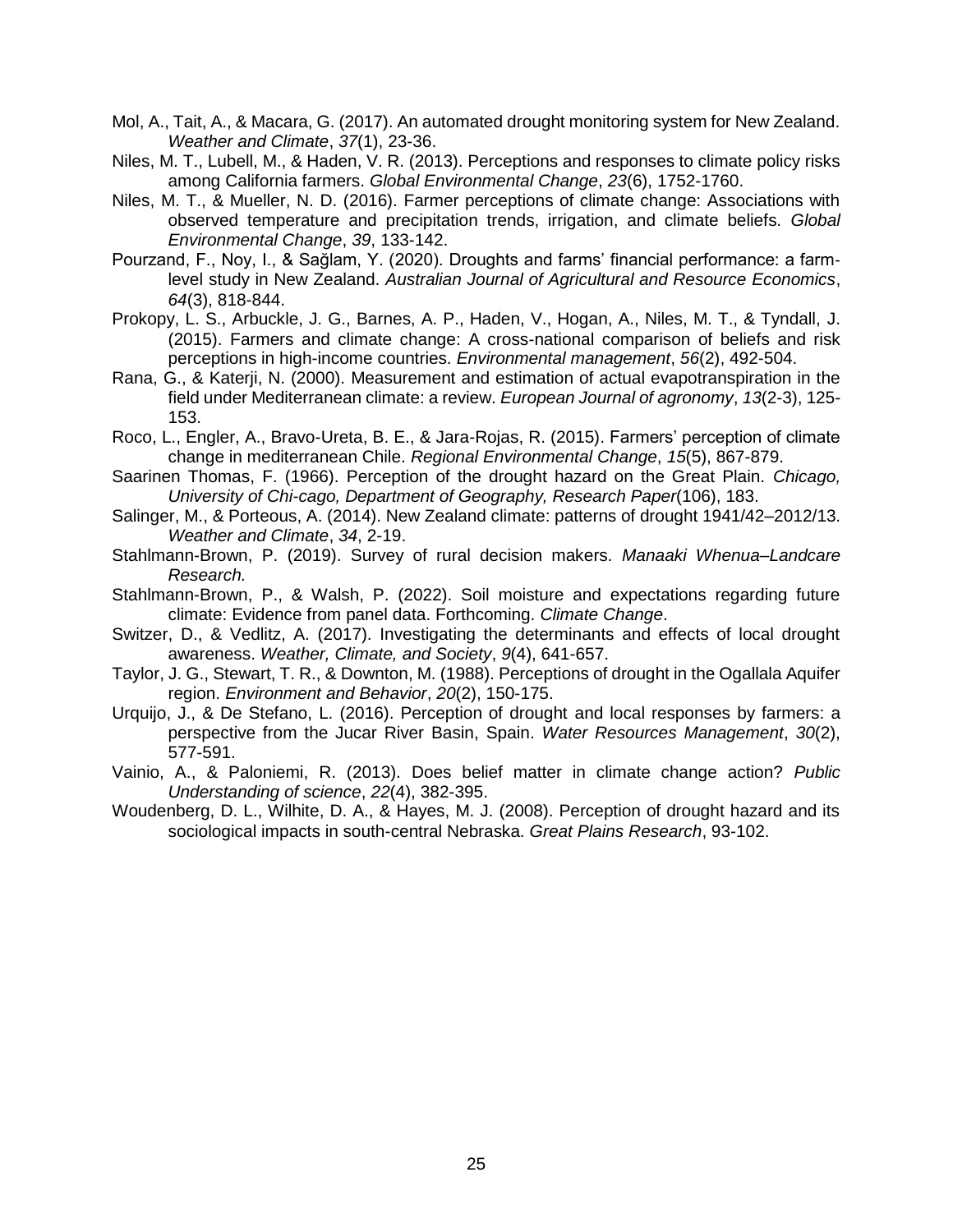Mol, A., Tait, A., & Macara, G. (2017). An automated drought monitoring system for New Zealand. *Weather and Climate*, *37*(1), 23-36.

Niles, M. T., Lubell, M., & Haden, V. R. (2013). Perceptions and responses to climate policy risks among California farmers. *Global Environmental Change*, *23*(6), 1752-1760.

Niles, M. T., & Mueller, N. D. (2016). Farmer perceptions of climate change: Associations with observed temperature and precipitation trends, irrigation, and climate beliefs. *Global Environmental Change*, *39*, 133-142.

Pourzand, F., Noy, I., & Sağlam, Y. (2020). Droughts and farms' financial performance: a farm-level study in New Zealand. *Australian Journal of Agricultural and Resource Economics*, *64*(3), 818-844.

Prokopy, L. S., Arbuckle, J. G., Barnes, A. P., Haden, V., Hogan, A., Niles, M. T., & Tyndall, J. (2015). Farmers and climate change: A cross-national comparison of beliefs and risk perceptions in high-income countries. *Environmental management*, *56*(2), 492-504.

Rana, G., & Katerji, N. (2000). Measurement and estimation of actual evapotranspiration in the field under Mediterranean climate: a review. *European Journal of agronomy*, *13*(2-3), 125-153.

Roco, L., Engler, A., Bravo-Ureta, B. E., & Jara-Rojas, R. (2015). Farmers' perception of climate change in mediterranean Chile. *Regional Environmental Change*, *15*(5), 867-879.

Saarinen Thomas, F. (1966). Perception of the drought hazard on the Great Plain. *Chicago, University of Chi-cago, Department of Geography, Research Paper*(106), 183.

Salinger, M., & Porteous, A. (2014). New Zealand climate: patterns of drought 1941/42–2012/13. *Weather and Climate*, *34*, 2-19.

Stahlmann-Brown, P. (2019). Survey of rural decision makers. *Manaaki Whenua–Landcare Research.*

Stahlmann-Brown, P., & Walsh, P. (2022). Soil moisture and expectations regarding future climate: Evidence from panel data. Forthcoming. *Climate Change*.

Switzer, D., & Vedlitz, A. (2017). Investigating the determinants and effects of local drought awareness. *Weather, Climate, and Society*, *9*(4), 641-657.

Taylor, J. G., Stewart, T. R., & Downton, M. (1988). Perceptions of drought in the Ogallala Aquifer region. *Environment and Behavior*, *20*(2), 150-175.

Urquijo, J., & De Stefano, L. (2016). Perception of drought and local responses by farmers: a perspective from the Jucar River Basin, Spain. *Water Resources Management*, *30*(2), 577-591.

Vainio, A., & Paloniemi, R. (2013). Does belief matter in climate change action? *Public Understanding of science*, *22*(4), 382-395.

Woudenberg, D. L., Wilhite, D. A., & Hayes, M. J. (2008). Perception of drought hazard and its sociological impacts in south-central Nebraska. *Great Plains Research*, 93-102.